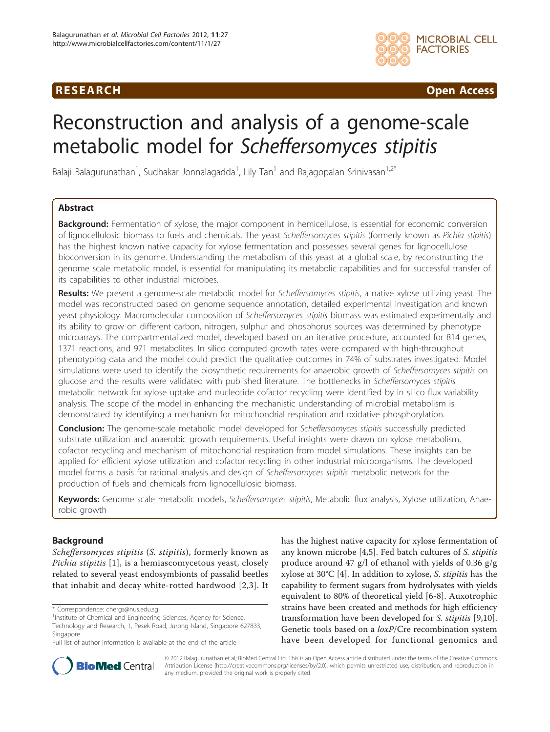RESEARCH Open Access

# Reconstruction and analysis of a genome-scale metabolic model for *Scheffersomyces stipitis*

Balaji Balagurunathan[1], Sudhakar Jonnalagadda[1], Lily Tan[1] and Rajagopalan Srinivasan[1,2*]

## Abstract

**Background:** Fermentation of xylose, the major component in hemicellulose, is essential for economic conversion of lignocellulosic biomass to fuels and chemicals. The yeast *Scheffersomyces stipitis* (formerly known as *Pichia stipitis*) has the highest known native capacity for xylose fermentation and possesses several genes for lignocellulose bioconversion in its genome. Understanding the metabolism of this yeast at a global scale, by reconstructing the genome scale metabolic model, is essential for manipulating its metabolic capabilities and for successful transfer of its capabilities to other industrial microbes.

**Results:** We present a genome-scale metabolic model for *Scheffersomyces stipitis*, a native xylose utilizing yeast. The model was reconstructed based on genome sequence annotation, detailed experimental investigation and known yeast physiology. Macromolecular composition of *Scheffersomyces stipitis* biomass was estimated experimentally and its ability to grow on different carbon, nitrogen, sulphur and phosphorus sources was determined by phenotype microarrays. The compartmentalized model, developed based on an iterative procedure, accounted for 814 genes, 1371 reactions, and 971 metabolites. In silico computed growth rates were compared with high-throughput phenotyping data and the model could predict the qualitative outcomes in 74% of substrates investigated. Model simulations were used to identify the biosynthetic requirements for anaerobic growth of *Scheffersomyces stipitis* on glucose and the results were validated with published literature. The bottlenecks in *Scheffersomyces stipitis* metabolic network for xylose uptake and nucleotide cofactor recycling were identified by in silico flux variability analysis. The scope of the model in enhancing the mechanistic understanding of microbial metabolism is demonstrated by identifying a mechanism for mitochondrial respiration and oxidative phosphorylation.

**Conclusion:** The genome-scale metabolic model developed for *Scheffersomyces stipitis* successfully predicted substrate utilization and anaerobic growth requirements. Useful insights were drawn on xylose metabolism, cofactor recycling and mechanism of mitochondrial respiration from model simulations. These insights can be applied for efficient xylose utilization and cofactor recycling in other industrial microorganisms. The developed model forms a basis for rational analysis and design of *Scheffersomyces stipitis* metabolic network for the production of fuels and chemicals from lignocellulosic biomass.

**Keywords:** Genome scale metabolic models, *Scheffersomyces stipitis*, Metabolic flux analysis, Xylose utilization, Anaerobic growth

## Background

*Scheffersomyces stipitis* (*S. stipitis*), formerly known as *Pichia stipitis* [1], is a hemiascomycetous yeast, closely related to several yeast endosymbionts of passalid beetles that inhabit and decay white-rotted hardwood [2,3]. It has the highest native capacity for xylose fermentation of any known microbe [4,5]. Fed batch cultures of *S. stipitis* produce around 47 g/l of ethanol with yields of 0.36 g/g xylose at 30°C [4]. In addition to xylose, *S. stipitis* has the capability to ferment sugars from hydrolysates with yields equivalent to 80% of theoretical yield [6-8]. Auxotrophic strains have been created and methods for high efficiency transformation have been developed for *S. stipitis* [9,10]. Genetic tools based on a *loxP*/Cre recombination system have been developed for functional genomics and

\* Correspondence: chergs@nus.edu.sg
[1]Institute of Chemical and Engineering Sciences, Agency for Science, Technology and Research, 1, Pesek Road, Jurong Island, Singapore 627833, Singapore
Full list of author information is available at the end of the article

© 2012 Balagurunathan et al; BioMed Central Ltd. This is an Open Access article distributed under the terms of the Creative Commons Attribution License (http://creativecommons.org/licenses/by/2.0), which permits unrestricted use, distribution, and reproduction in any medium, provided the original work is properly cited.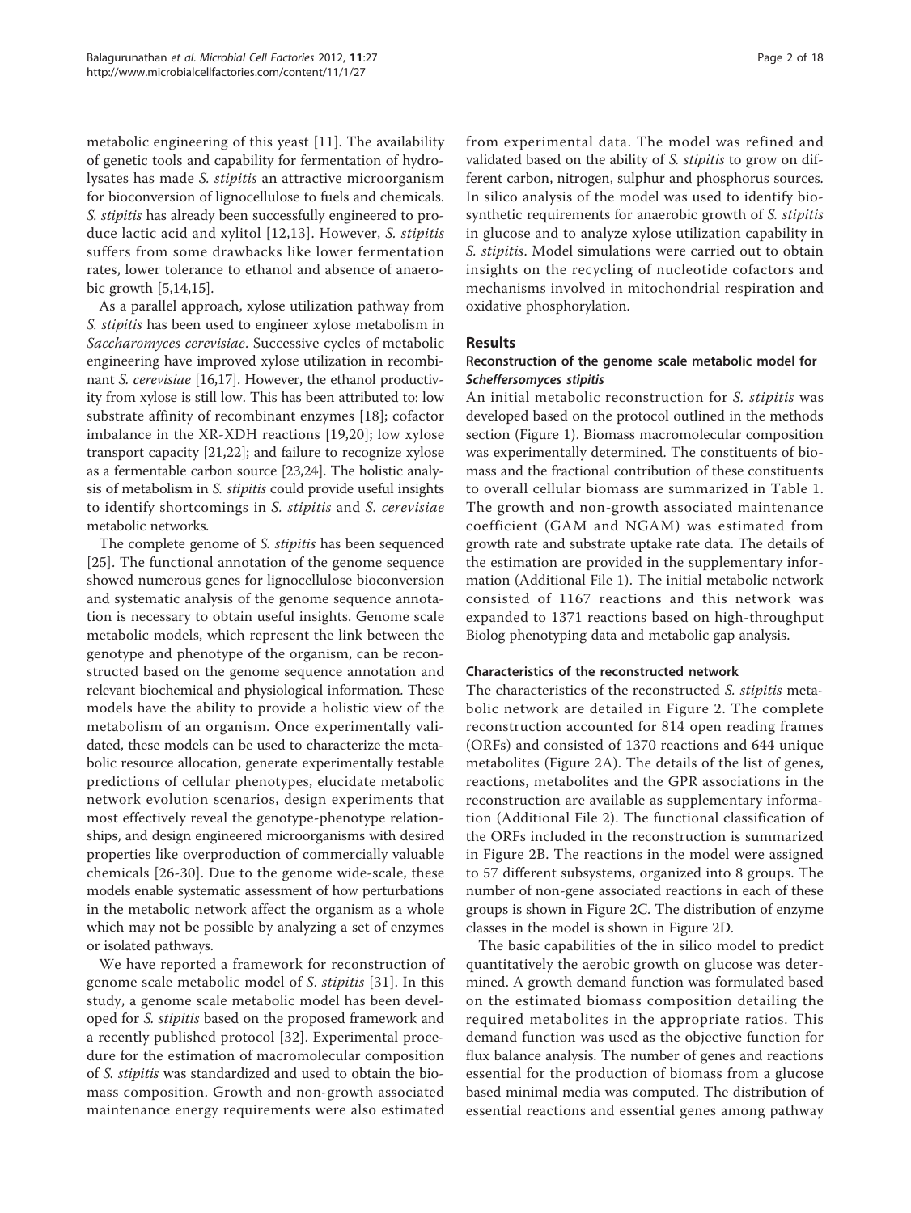metabolic engineering of this yeast [11]. The availability of genetic tools and capability for fermentation of hydrolysates has made *S. stipitis* an attractive microorganism for bioconversion of lignocellulose to fuels and chemicals. *S. stipitis* has already been successfully engineered to produce lactic acid and xylitol [12,13]. However, *S. stipitis* suffers from some drawbacks like lower fermentation rates, lower tolerance to ethanol and absence of anaerobic growth [5,14,15].

As a parallel approach, xylose utilization pathway from *S. stipitis* has been used to engineer xylose metabolism in *Saccharomyces cerevisiae*. Successive cycles of metabolic engineering have improved xylose utilization in recombinant *S. cerevisiae* [16,17]. However, the ethanol productivity from xylose is still low. This has been attributed to: low substrate affinity of recombinant enzymes [18]; cofactor imbalance in the XR-XDH reactions [19,20]; low xylose transport capacity [21,22]; and failure to recognize xylose as a fermentable carbon source [23,24]. The holistic analysis of metabolism in *S. stipitis* could provide useful insights to identify shortcomings in *S. stipitis* and *S. cerevisiae* metabolic networks.

The complete genome of *S. stipitis* has been sequenced [25]. The functional annotation of the genome sequence showed numerous genes for lignocellulose bioconversion and systematic analysis of the genome sequence annotation is necessary to obtain useful insights. Genome scale metabolic models, which represent the link between the genotype and phenotype of the organism, can be reconstructed based on the genome sequence annotation and relevant biochemical and physiological information. These models have the ability to provide a holistic view of the metabolism of an organism. Once experimentally validated, these models can be used to characterize the metabolic resource allocation, generate experimentally testable predictions of cellular phenotypes, elucidate metabolic network evolution scenarios, design experiments that most effectively reveal the genotype-phenotype relationships, and design engineered microorganisms with desired properties like overproduction of commercially valuable chemicals [26-30]. Due to the genome wide-scale, these models enable systematic assessment of how perturbations in the metabolic network affect the organism as a whole which may not be possible by analyzing a set of enzymes or isolated pathways.

We have reported a framework for reconstruction of genome scale metabolic model of *S. stipitis* [31]. In this study, a genome scale metabolic model has been developed for *S. stipitis* based on the proposed framework and a recently published protocol [32]. Experimental procedure for the estimation of macromolecular composition of *S. stipitis* was standardized and used to obtain the biomass composition. Growth and non-growth associated maintenance energy requirements were also estimated from experimental data. The model was refined and validated based on the ability of *S. stipitis* to grow on different carbon, nitrogen, sulphur and phosphorus sources. In silico analysis of the model was used to identify biosynthetic requirements for anaerobic growth of *S. stipitis* in glucose and to analyze xylose utilization capability in *S. stipitis*. Model simulations were carried out to obtain insights on the recycling of nucleotide cofactors and mechanisms involved in mitochondrial respiration and oxidative phosphorylation.

## Results

### Reconstruction of the genome scale metabolic model for *Scheffersomyces stipitis*

An initial metabolic reconstruction for *S. stipitis* was developed based on the protocol outlined in the methods section (Figure 1). Biomass macromolecular composition was experimentally determined. The constituents of biomass and the fractional contribution of these constituents to overall cellular biomass are summarized in Table 1. The growth and non-growth associated maintenance coefficient (GAM and NGAM) was estimated from growth rate and substrate uptake rate data. The details of the estimation are provided in the supplementary information (Additional File 1). The initial metabolic network consisted of 1167 reactions and this network was expanded to 1371 reactions based on high-throughput Biolog phenotyping data and metabolic gap analysis.

#### Characteristics of the reconstructed network

The characteristics of the reconstructed *S. stipitis* metabolic network are detailed in Figure 2. The complete reconstruction accounted for 814 open reading frames (ORFs) and consisted of 1370 reactions and 644 unique metabolites (Figure 2A). The details of the list of genes, reactions, metabolites and the GPR associations in the reconstruction are available as supplementary information (Additional File 2). The functional classification of the ORFs included in the reconstruction is summarized in Figure 2B. The reactions in the model were assigned to 57 different subsystems, organized into 8 groups. The number of non-gene associated reactions in each of these groups is shown in Figure 2C. The distribution of enzyme classes in the model is shown in Figure 2D.

The basic capabilities of the in silico model to predict quantitatively the aerobic growth on glucose was determined. A growth demand function was formulated based on the estimated biomass composition detailing the required metabolites in the appropriate ratios. This demand function was used as the objective function for flux balance analysis. The number of genes and reactions essential for the production of biomass from a glucose based minimal media was computed. The distribution of essential reactions and essential genes among pathway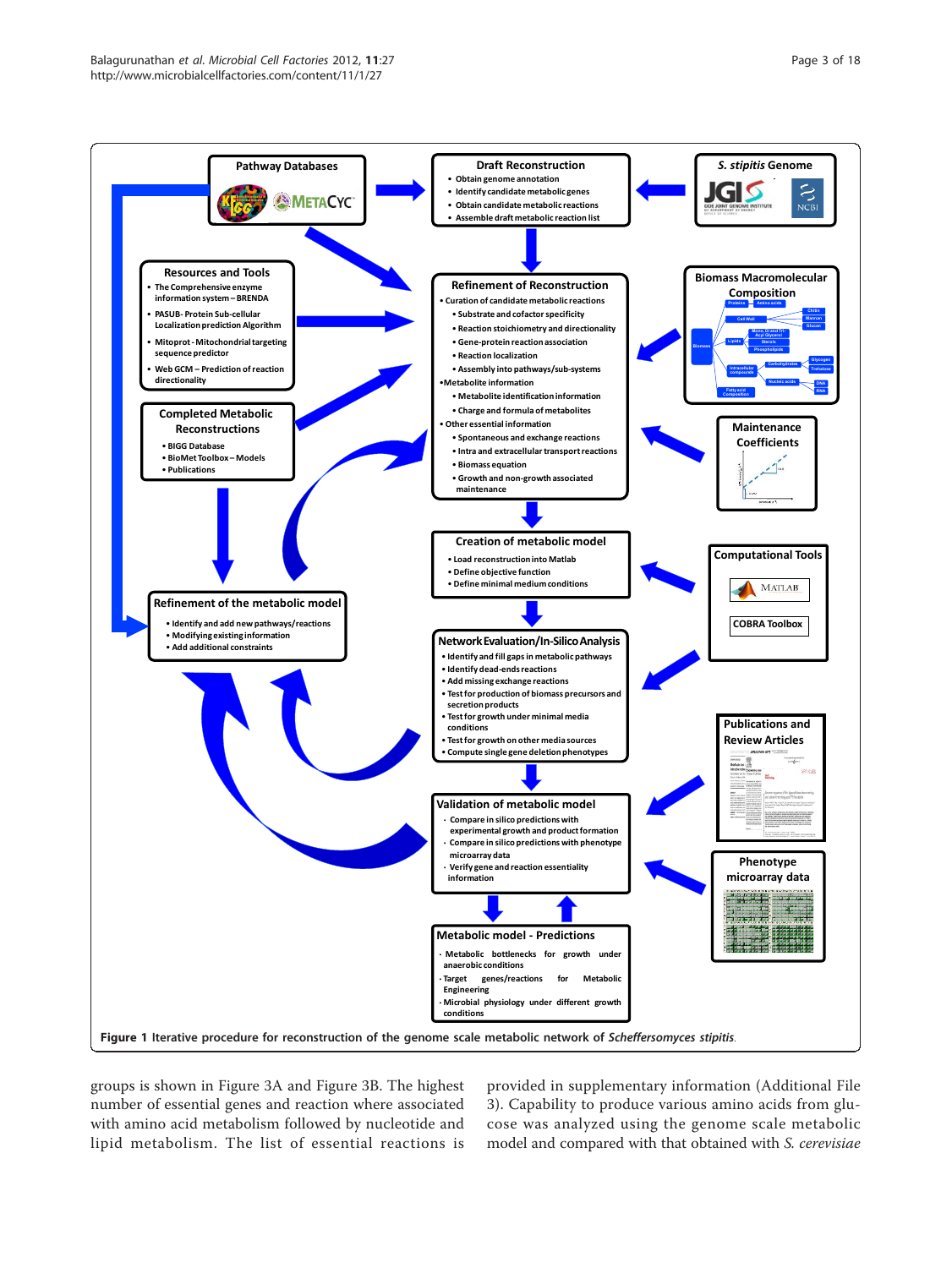Figure 1 Iterative procedure for reconstruction of the genome scale metabolic network of *Scheffersomyces stipitis*.

groups is shown in Figure 3A and Figure 3B. The highest number of essential genes and reaction where associated with amino acid metabolism followed by nucleotide and lipid metabolism. The list of essential reactions is provided in supplementary information (Additional File 3). Capability to produce various amino acids from glucose was analyzed using the genome scale metabolic model and compared with that obtained with *S. cerevisiae*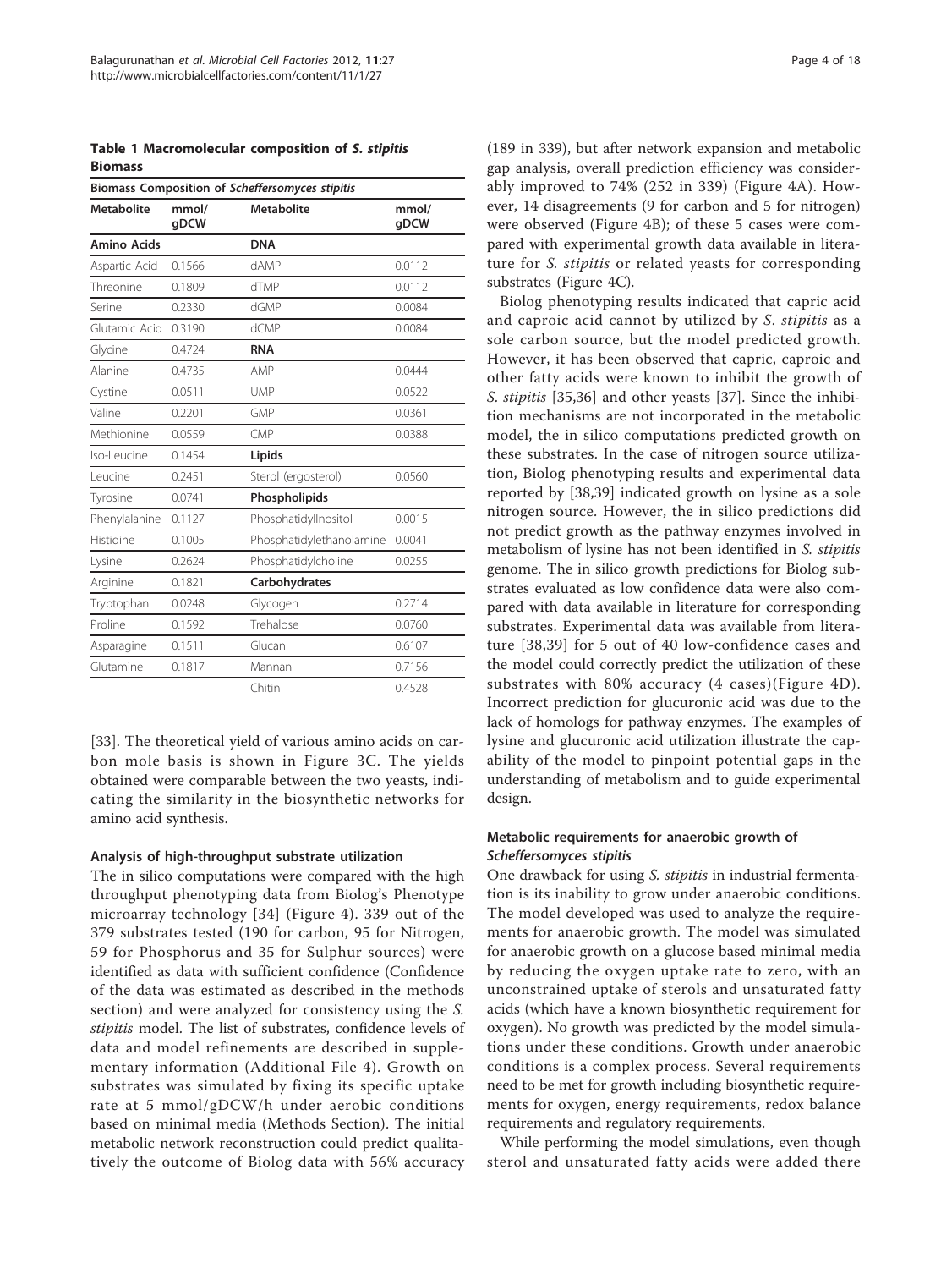**Table 1 Macromolecular composition of *S. stipitis* Biomass**

| Biomass Composition of *Scheffersomyces stipitis* | | | |
|---|---|---|---|
| **Metabolite** | **mmol/gDCW** | **Metabolite** | **mmol/gDCW** |
| **Amino Acids** | | **DNA** | |
| Aspartic Acid | 0.1566 | dAMP | 0.0112 |
| Threonine | 0.1809 | dTMP | 0.0112 |
| Serine | 0.2330 | dGMP | 0.0084 |
| Glutamic Acid | 0.3190 | dCMP | 0.0084 |
| Glycine | 0.4724 | **RNA** | |
| Alanine | 0.4735 | AMP | 0.0444 |
| Cystine | 0.0511 | UMP | 0.0522 |
| Valine | 0.2201 | GMP | 0.0361 |
| Methionine | 0.0559 | CMP | 0.0388 |
| Iso-Leucine | 0.1454 | **Lipids** | |
| Leucine | 0.2451 | Sterol (ergosterol) | 0.0560 |
| Tyrosine | 0.0741 | **Phospholipids** | |
| Phenylalanine | 0.1127 | Phosphatidyllnositol | 0.0015 |
| Histidine | 0.1005 | Phosphatidylethanolamine | 0.0041 |
| Lysine | 0.2624 | Phosphatidylcholine | 0.0255 |
| Arginine | 0.1821 | **Carbohydrates** | |
| Tryptophan | 0.0248 | Glycogen | 0.2714 |
| Proline | 0.1592 | Trehalose | 0.0760 |
| Asparagine | 0.1511 | Glucan | 0.6107 |
| Glutamine | 0.1817 | Mannan | 0.7156 |
| | | Chitin | 0.4528 |

[33]. The theoretical yield of various amino acids on carbon mole basis is shown in Figure 3C. The yields obtained were comparable between the two yeasts, indicating the similarity in the biosynthetic networks for amino acid synthesis.

#### Analysis of high-throughput substrate utilization

The in silico computations were compared with the high throughput phenotyping data from Biolog's Phenotype microarray technology [34] (Figure 4). 339 out of the 379 substrates tested (190 for carbon, 95 for Nitrogen, 59 for Phosphorus and 35 for Sulphur sources) were identified as data with sufficient confidence (Confidence of the data was estimated as described in the methods section) and were analyzed for consistency using the *S. stipitis* model. The list of substrates, confidence levels of data and model refinements are described in supplementary information (Additional File 4). Growth on substrates was simulated by fixing its specific uptake rate at 5 mmol/gDCW/h under aerobic conditions based on minimal media (Methods Section). The initial metabolic network reconstruction could predict qualitatively the outcome of Biolog data with 56% accuracy (189 in 339), but after network expansion and metabolic gap analysis, overall prediction efficiency was considerably improved to 74% (252 in 339) (Figure 4A). However, 14 disagreements (9 for carbon and 5 for nitrogen) were observed (Figure 4B); of these 5 cases were compared with experimental growth data available in literature for *S. stipitis* or related yeasts for corresponding substrates (Figure 4C).

Biolog phenotyping results indicated that capric acid and caproic acid cannot by utilized by *S. stipitis* as a sole carbon source, but the model predicted growth. However, it has been observed that capric, caproic and other fatty acids were known to inhibit the growth of *S. stipitis* [35,36] and other yeasts [37]. Since the inhibition mechanisms are not incorporated in the metabolic model, the in silico computations predicted growth on these substrates. In the case of nitrogen source utilization, Biolog phenotyping results and experimental data reported by [38,39] indicated growth on lysine as a sole nitrogen source. However, the in silico predictions did not predict growth as the pathway enzymes involved in metabolism of lysine has not been identified in *S. stipitis* genome. The in silico growth predictions for Biolog substrates evaluated as low confidence data were also compared with data available in literature for corresponding substrates. Experimental data was available from literature [38,39] for 5 out of 40 low-confidence cases and the model could correctly predict the utilization of these substrates with 80% accuracy (4 cases)(Figure 4D). Incorrect prediction for glucuronic acid was due to the lack of homologs for pathway enzymes. The examples of lysine and glucuronic acid utilization illustrate the capability of the model to pinpoint potential gaps in the understanding of metabolism and to guide experimental design.

#### Metabolic requirements for anaerobic growth of *Scheffersomyces stipitis*

One drawback for using *S. stipitis* in industrial fermentation is its inability to grow under anaerobic conditions. The model developed was used to analyze the requirements for anaerobic growth. The model was simulated for anaerobic growth on a glucose based minimal media by reducing the oxygen uptake rate to zero, with an unconstrained uptake of sterols and unsaturated fatty acids (which have a known biosynthetic requirement for oxygen). No growth was predicted by the model simulations under these conditions. Growth under anaerobic conditions is a complex process. Several requirements need to be met for growth including biosynthetic requirements for oxygen, energy requirements, redox balance requirements and regulatory requirements.

While performing the model simulations, even though sterol and unsaturated fatty acids were added there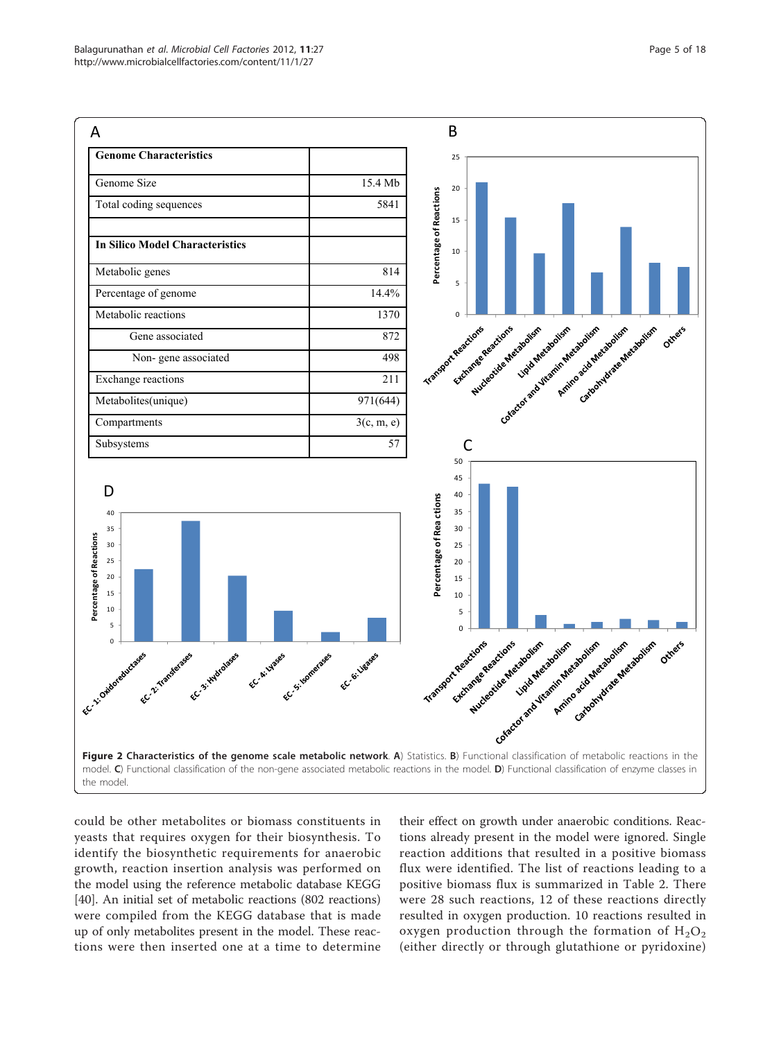| Genome Characteristics | |
|---|---|
| Genome Size | 15.4 Mb |
| Total coding sequences | 5841 |
| | |
| **In Silico Model Characteristics** | |
| Metabolic genes | 814 |
| Percentage of genome | 14.4% |
| Metabolic reactions | 1370 |
| Gene associated | 872 |
| Non- gene associated | 498 |
| Exchange reactions | 211 |
| Metabolites(unique) | 971(644) |
| Compartments | 3(c, m, e) |
| Subsystems | 57 |

**Figure 2 Characteristics of the genome scale metabolic network**. **A**) Statistics. **B**) Functional classification of metabolic reactions in the model. **C**) Functional classification of the non-gene associated metabolic reactions in the model. **D**) Functional classification of enzyme classes in the model.

could be other metabolites or biomass constituents in yeasts that requires oxygen for their biosynthesis. To identify the biosynthetic requirements for anaerobic growth, reaction insertion analysis was performed on the model using the reference metabolic database KEGG [40]. An initial set of metabolic reactions (802 reactions) were compiled from the KEGG database that is made up of only metabolites present in the model. These reactions were then inserted one at a time to determine their effect on growth under anaerobic conditions. Reactions already present in the model were ignored. Single reaction additions that resulted in a positive biomass flux were identified. The list of reactions leading to a positive biomass flux is summarized in Table 2. There were 28 such reactions, 12 of these reactions directly resulted in oxygen production. 10 reactions resulted in oxygen production through the formation of $H_2O_2$ (either directly or through glutathione or pyridoxine)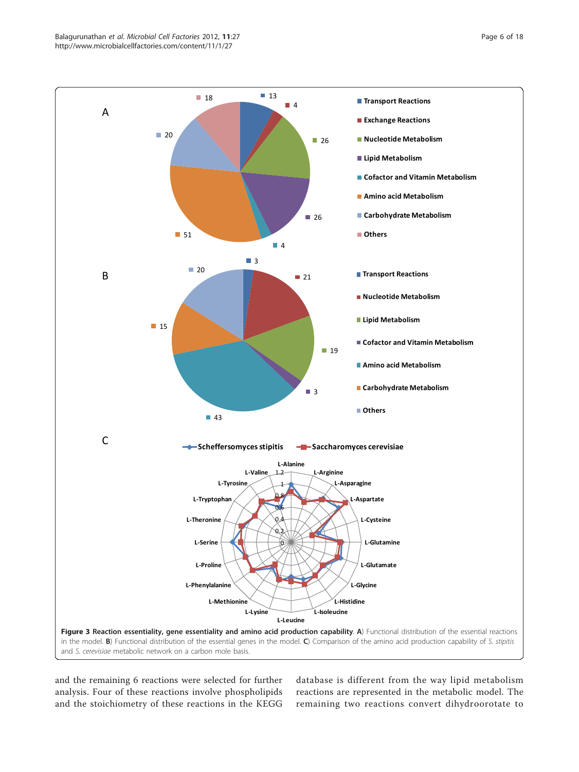**Figure 3 Reaction essentiality, gene essentiality and amino acid production capability**. **A**) Functional distribution of the essential reactions in the model. **B**) Functional distribution of the essential genes in the model. **C**) Comparison of the amino acid production capability of *S. stipitis* and *S. cerevisiae* metabolic network on a carbon mole basis.

and the remaining 6 reactions were selected for further analysis. Four of these reactions involve phospholipids and the stoichiometry of these reactions in the KEGG database is different from the way lipid metabolism reactions are represented in the metabolic model. The remaining two reactions convert dihydroorotate to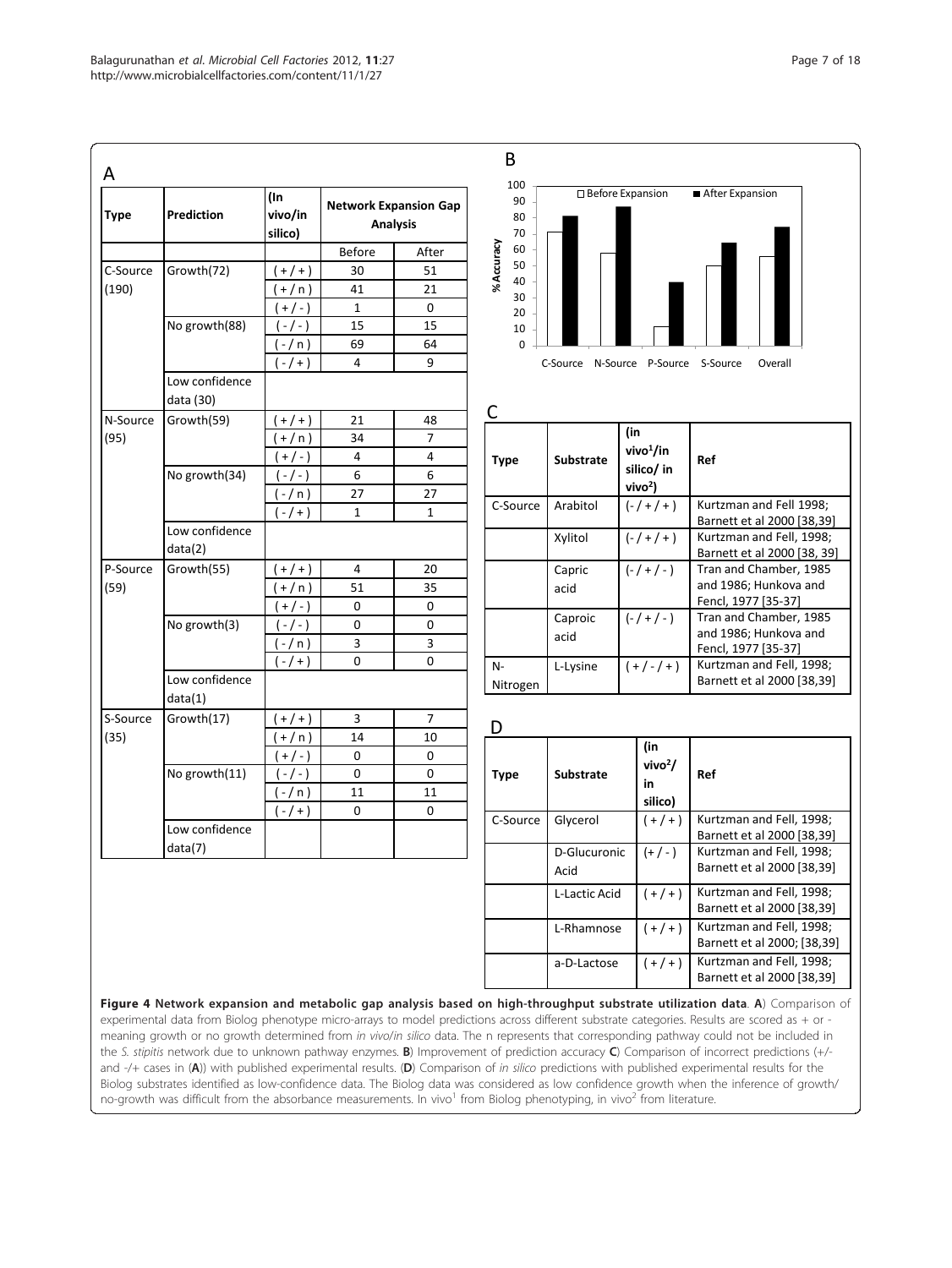A

| Type | Prediction | (In vivo/in silico) | Network Expansion Gap Analysis | |
|---|---|---|---|---|
| | | | Before | After |
| C-Source (190) | Growth(72) | ( + / + ) | 30 | 51 |
| | | ( + / n ) | 41 | 21 |
| | | ( + / - ) | 1 | 0 |
| | No growth(88) | ( - / - ) | 15 | 15 |
| | | ( - / n ) | 69 | 64 |
| | | ( - / + ) | 4 | 9 |
| | Low confidence data (30) | | | |
| N-Source (95) | Growth(59) | ( + / + ) | 21 | 48 |
| | | ( + / n ) | 34 | 7 |
| | | ( + / - ) | 4 | 4 |
| | No growth(34) | ( - / - ) | 6 | 6 |
| | | ( - / n ) | 27 | 27 |
| | | ( - / + ) | 1 | 1 |
| | Low confidence data(2) | | | |
| P-Source (59) | Growth(55) | ( + / + ) | 4 | 20 |
| | | ( + / n ) | 51 | 35 |
| | | ( + / - ) | 0 | 0 |
| | No growth(3) | ( - / - ) | 0 | 0 |
| | | ( - / n ) | 3 | 3 |
| | | ( - / + ) | 0 | 0 |
| | Low confidence data(1) | | | |
| S-Source (35) | Growth(17) | ( + / + ) | 3 | 7 |
| | | ( + / n ) | 14 | 10 |
| | | ( + / - ) | 0 | 0 |
| | No growth(11) | ( - / - ) | 0 | 0 |
| | | ( - / n ) | 11 | 11 |
| | | ( - / + ) | 0 | 0 |
| | Low confidence data(7) | | | |

B

(Bar chart: % Accuracy for C-Source, N-Source, P-Source, S-Source, Overall; legend: Before Expansion, After Expansion)

C

| Type | Substrate | (in vivo[1]/in silico/ in vivo[2]) | Ref |
|---|---|---|---|
| C-Source | Arabitol | ( - / + / + ) | Kurtzman and Fell 1998; Barnett et al 2000 [38,39] |
| | Xylitol | ( - / + / + ) | Kurtzman and Fell, 1998; Barnett et al 2000 [38, 39] |
| | Capric acid | ( - / + / - ) | Tran and Chamber, 1985 and 1986; Hunkova and Fencl, 1977 [35-37] |
| | Caproic acid | ( - / + / - ) | Tran and Chamber, 1985 and 1986; Hunkova and Fencl, 1977 [35-37] |
| N-Nitrogen | L-Lysine | ( + / - / + ) | Kurtzman and Fell, 1998; Barnett et al 2000 [38,39] |

D

| Type | Substrate | (in vivo[2]/ in silico) | Ref |
|---|---|---|---|
| C-Source | Glycerol | ( + / + ) | Kurtzman and Fell, 1998; Barnett et al 2000 [38,39] |
| | D-Glucuronic Acid | (+ / - ) | Kurtzman and Fell, 1998; Barnett et al 2000 [38,39] |
| | L-Lactic Acid | ( + / + ) | Kurtzman and Fell, 1998; Barnett et al 2000 [38,39] |
| | L-Rhamnose | ( + / + ) | Kurtzman and Fell, 1998; Barnett et al 2000; [38,39] |
| | a-D-Lactose | ( + / + ) | Kurtzman and Fell, 1998; Barnett et al 2000 [38,39] |

**Figure 4 Network expansion and metabolic gap analysis based on high-throughput substrate utilization data**. **A**) Comparison of experimental data from Biolog phenotype micro-arrays to model predictions across different substrate categories. Results are scored as + or - meaning growth or no growth determined from *in vivo*/*in silico* data. The n represents that corresponding pathway could not be included in the *S. stipitis* network due to unknown pathway enzymes. **B**) Improvement of prediction accuracy **C**) Comparison of incorrect predictions (+/- and -/+ cases in (**A**)) with published experimental results. (**D**) Comparison of *in silico* predictions with published experimental results for the Biolog substrates identified as low-confidence data. The Biolog data was considered as low confidence growth when the inference of growth/ no-growth was difficult from the absorbance measurements. In vivo[1] from Biolog phenotyping, in vivo[2] from literature.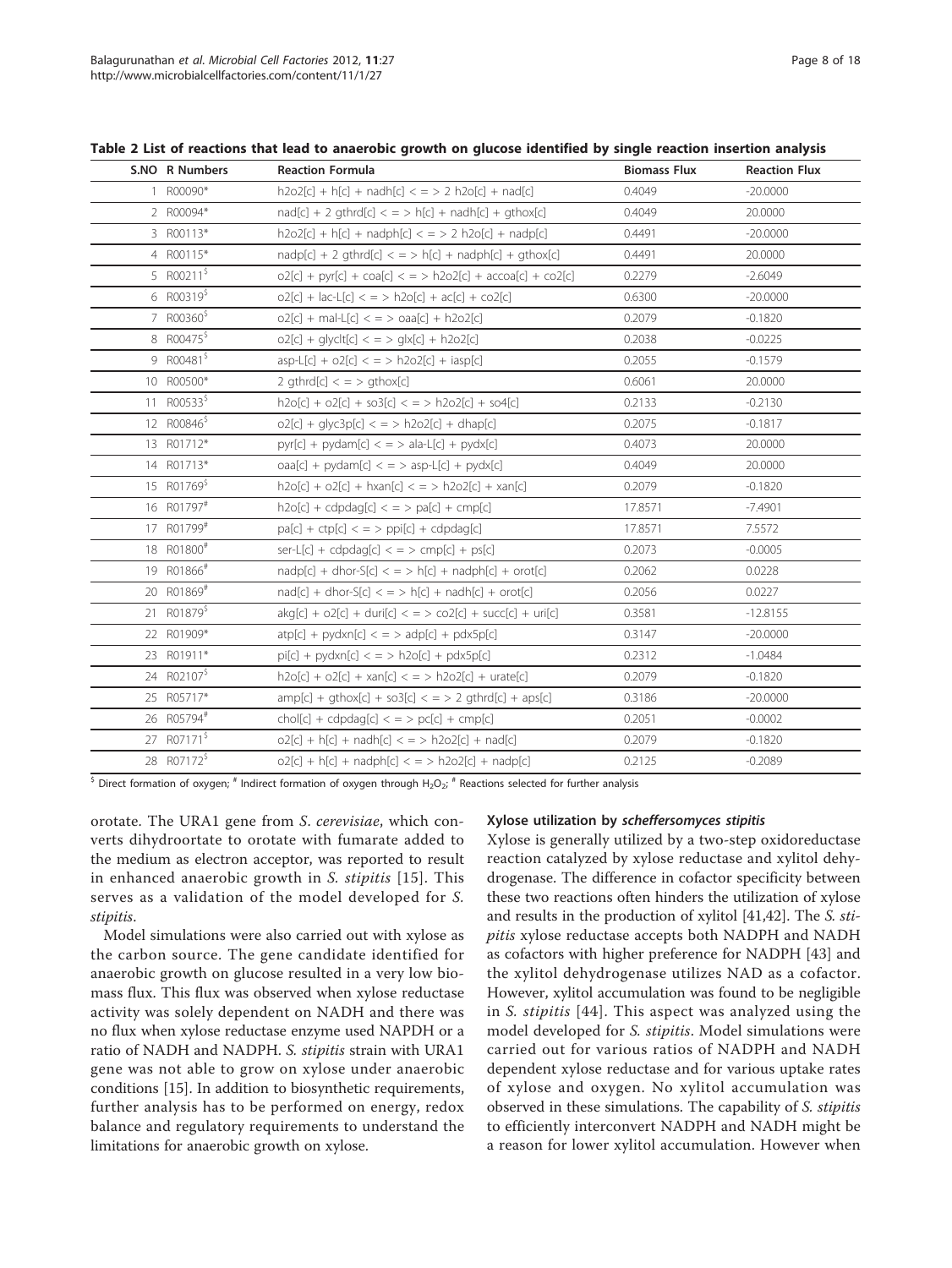**Table 2 List of reactions that lead to anaerobic growth on glucose identified by single reaction insertion analysis**

| S.NO | R Numbers | Reaction Formula | Biomass Flux | Reaction Flux |
|---|---|---|---|---|
| 1 | R00090* | h2o2[c] + h[c] + nadh[c] < = > 2 h2o[c] + nad[c] | 0.4049 | -20.0000 |
| 2 | R00094* | nad[c] + 2 gthrd[c] < = > h[c] + nadh[c] + gthox[c] | 0.4049 | 20.0000 |
| 3 | R00113* | h2o2[c] + h[c] + nadph[c] < = > 2 h2o[c] + nadp[c] | 0.4491 | -20.0000 |
| 4 | R00115* | nadp[c] + 2 gthrd[c] < = > h[c] + nadph[c] + gthox[c] | 0.4491 | 20.0000 |
| 5 | R00211[$] | o2[c] + pyr[c] + coa[c] < = > h2o2[c] + accoa[c] + co2[c] | 0.2279 | -2.6049 |
| 6 | R00319[$] | o2[c] + lac-L[c] < = > h2o[c] + ac[c] + co2[c] | 0.6300 | -20.0000 |
| 7 | R00360[$] | o2[c] + mal-L[c] < = > oaa[c] + h2o2[c] | 0.2079 | -0.1820 |
| 8 | R00475[$] | o2[c] + glyclt[c] < = > glx[c] + h2o2[c] | 0.2038 | -0.0225 |
| 9 | R00481[$] | asp-L[c] + o2[c] < = > h2o2[c] + iasp[c] | 0.2055 | -0.1579 |
| 10 | R00500* | 2 gthrd[c] < = > gthox[c] | 0.6061 | 20.0000 |
| 11 | R00533[$] | h2o[c] + o2[c] + so3[c] < = > h2o2[c] + so4[c] | 0.2133 | -0.2130 |
| 12 | R00846[$] | o2[c] + glyc3p[c] < = > h2o2[c] + dhap[c] | 0.2075 | -0.1817 |
| 13 | R01712* | pyr[c] + pydam[c] < = > ala-L[c] + pydx[c] | 0.4073 | 20.0000 |
| 14 | R01713* | oaa[c] + pydam[c] < = > asp-L[c] + pydx[c] | 0.4049 | 20.0000 |
| 15 | R01769[$] | h2o[c] + o2[c] + hxan[c] < = > h2o2[c] + xan[c] | 0.2079 | -0.1820 |
| 16 | R01797[#] | h2o[c] + cdpdag[c] < = > pa[c] + cmp[c] | 17.8571 | -7.4901 |
| 17 | R01799[#] | pa[c] + ctp[c] < = > ppi[c] + cdpdag[c] | 17.8571 | 7.5572 |
| 18 | R01800[#] | ser-L[c] + cdpdag[c] < = > cmp[c] + ps[c] | 0.2073 | -0.0005 |
| 19 | R01866[#] | nadp[c] + dhor-S[c] < = > h[c] + nadph[c] + orot[c] | 0.2062 | 0.0228 |
| 20 | R01869[#] | nad[c] + dhor-S[c] < = > h[c] + nadh[c] + orot[c] | 0.2056 | 0.0227 |
| 21 | R01879[$] | akg[c] + o2[c] + duri[c] < = > co2[c] + succ[c] + uri[c] | 0.3581 | -12.8155 |
| 22 | R01909* | atp[c] + pydxn[c] < = > adp[c] + pdx5p[c] | 0.3147 | -20.0000 |
| 23 | R01911* | pi[c] + pydxn[c] < = > h2o[c] + pdx5p[c] | 0.2312 | -1.0484 |
| 24 | R02107[$] | h2o[c] + o2[c] + xan[c] < = > h2o2[c] + urate[c] | 0.2079 | -0.1820 |
| 25 | R05717* | amp[c] + gthox[c] + so3[c] < = > 2 gthrd[c] + aps[c] | 0.3186 | -20.0000 |
| 26 | R05794[#] | chol[c] + cdpdag[c] < = > pc[c] + cmp[c] | 0.2051 | -0.0002 |
| 27 | R07171[$] | o2[c] + h[c] + nadh[c] < = > h2o2[c] + nad[c] | 0.2079 | -0.1820 |
| 28 | R07172[$] | o2[c] + h[c] + nadph[c] < = > h2o2[c] + nadp[c] | 0.2125 | -0.2089 |

[$] Direct formation of oxygen; [#] Indirect formation of oxygen through $H_2O_2$; [#] Reactions selected for further analysis

orotate. The URA1 gene from *S. cerevisiae*, which converts dihydroortate to orotate with fumarate added to the medium as electron acceptor, was reported to result in enhanced anaerobic growth in *S. stipitis* [15]. This serves as a validation of the model developed for *S. stipitis*.

Model simulations were also carried out with xylose as the carbon source. The gene candidate identified for anaerobic growth on glucose resulted in a very low biomass flux. This flux was observed when xylose reductase activity was solely dependent on NADH and there was no flux when xylose reductase enzyme used NAPDH or a ratio of NADH and NADPH. *S. stipitis* strain with URA1 gene was not able to grow on xylose under anaerobic conditions [15]. In addition to biosynthetic requirements, further analysis has to be performed on energy, redox balance and regulatory requirements to understand the limitations for anaerobic growth on xylose.

### Xylose utilization by *scheffersomyces stipitis*

Xylose is generally utilized by a two-step oxidoreductase reaction catalyzed by xylose reductase and xylitol dehydrogenase. The difference in cofactor specificity between these two reactions often hinders the utilization of xylose and results in the production of xylitol [41,42]. The *S. stipitis* xylose reductase accepts both NADPH and NADH as cofactors with higher preference for NADPH [43] and the xylitol dehydrogenase utilizes NAD as a cofactor. However, xylitol accumulation was found to be negligible in *S. stipitis* [44]. This aspect was analyzed using the model developed for *S. stipitis*. Model simulations were carried out for various ratios of NADPH and NADH dependent xylose reductase and for various uptake rates of xylose and oxygen. No xylitol accumulation was observed in these simulations. The capability of *S. stipitis* to efficiently interconvert NADPH and NADH might be a reason for lower xylitol accumulation. However when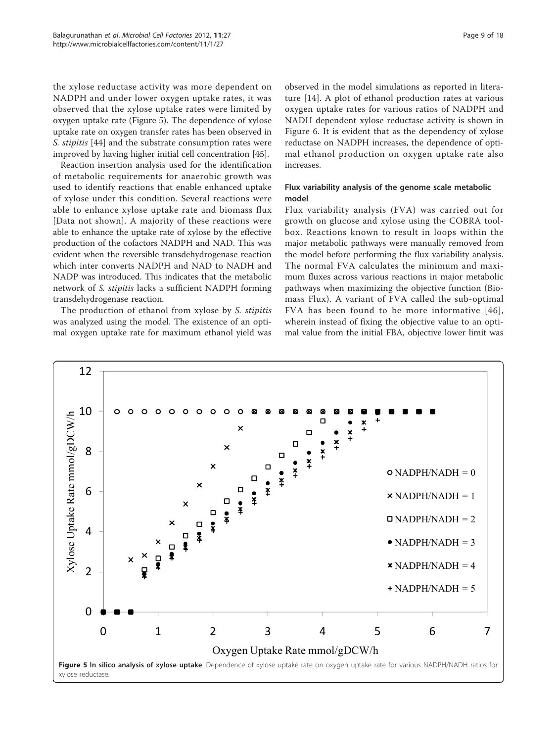the xylose reductase activity was more dependent on NADPH and under lower oxygen uptake rates, it was observed that the xylose uptake rates were limited by oxygen uptake rate (Figure 5). The dependence of xylose uptake rate on oxygen transfer rates has been observed in *S. stipitis* [44] and the substrate consumption rates were improved by having higher initial cell concentration [45].

Reaction insertion analysis used for the identification of metabolic requirements for anaerobic growth was used to identify reactions that enable enhanced uptake of xylose under this condition. Several reactions were able to enhance xylose uptake rate and biomass flux [Data not shown]. A majority of these reactions were able to enhance the uptake rate of xylose by the effective production of the cofactors NADPH and NAD. This was evident when the reversible transdehydrogenase reaction which inter converts NADPH and NAD to NADH and NADP was introduced. This indicates that the metabolic network of *S. stipitis* lacks a sufficient NADPH forming transdehydrogenase reaction.

The production of ethanol from xylose by *S. stipitis* was analyzed using the model. The existence of an optimal oxygen uptake rate for maximum ethanol yield was observed in the model simulations as reported in literature [14]. A plot of ethanol production rates at various oxygen uptake rates for various ratios of NADPH and NADH dependent xylose reductase activity is shown in Figure 6. It is evident that as the dependency of xylose reductase on NADPH increases, the dependence of optimal ethanol production on oxygen uptake rate also increases.

### Flux variability analysis of the genome scale metabolic model

Flux variability analysis (FVA) was carried out for growth on glucose and xylose using the COBRA toolbox. Reactions known to result in loops within the major metabolic pathways were manually removed from the model before performing the flux variability analysis. The normal FVA calculates the minimum and maximum fluxes across various reactions in major metabolic pathways when maximizing the objective function (Biomass Flux). A variant of FVA called the sub-optimal FVA has been found to be more informative [46], wherein instead of fixing the objective value to an optimal value from the initial FBA, objective lower limit was

**Figure 5 In silico analysis of xylose uptake**. Dependence of xylose uptake rate on oxygen uptake rate for various NADPH/NADH ratios for xylose reductase.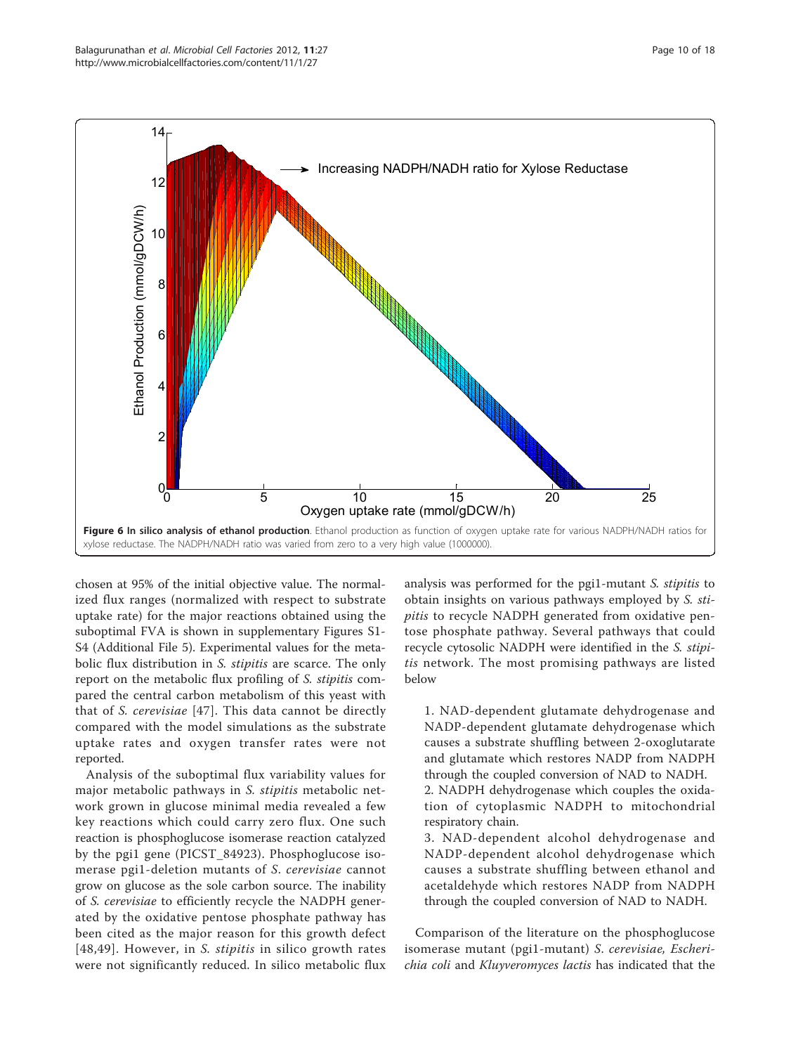**Figure 6 In silico analysis of ethanol production**. Ethanol production as function of oxygen uptake rate for various NADPH/NADH ratios for xylose reductase. The NADPH/NADH ratio was varied from zero to a very high value (1000000).

chosen at 95% of the initial objective value. The normalized flux ranges (normalized with respect to substrate uptake rate) for the major reactions obtained using the suboptimal FVA is shown in supplementary Figures S1-S4 (Additional File 5). Experimental values for the metabolic flux distribution in *S. stipitis* are scarce. The only report on the metabolic flux profiling of *S. stipitis* compared the central carbon metabolism of this yeast with that of *S. cerevisiae* [47]. This data cannot be directly compared with the model simulations as the substrate uptake rates and oxygen transfer rates were not reported.

Analysis of the suboptimal flux variability values for major metabolic pathways in *S. stipitis* metabolic network grown in glucose minimal media revealed a few key reactions which could carry zero flux. One such reaction is phosphoglucose isomerase reaction catalyzed by the pgi1 gene (PICST_84923). Phosphoglucose isomerase pgi1-deletion mutants of *S. cerevisiae* cannot grow on glucose as the sole carbon source. The inability of *S. cerevisiae* to efficiently recycle the NADPH generated by the oxidative pentose phosphate pathway has been cited as the major reason for this growth defect [48,49]. However, in *S. stipitis* in silico growth rates were not significantly reduced. In silico metabolic flux analysis was performed for the pgi1-mutant *S. stipitis* to obtain insights on various pathways employed by *S. stipitis* to recycle NADPH generated from oxidative pentose phosphate pathway. Several pathways that could recycle cytosolic NADPH were identified in the *S. stipitis* network. The most promising pathways are listed below

1. NAD-dependent glutamate dehydrogenase and NADP-dependent glutamate dehydrogenase which causes a substrate shuffling between 2-oxoglutarate and glutamate which restores NADP from NADPH through the coupled conversion of NAD to NADH.
2. NADPH dehydrogenase which couples the oxidation of cytoplasmic NADPH to mitochondrial respiratory chain.
3. NAD-dependent alcohol dehydrogenase and NADP-dependent alcohol dehydrogenase which causes a substrate shuffling between ethanol and acetaldehyde which restores NADP from NADPH through the coupled conversion of NAD to NADH.

Comparison of the literature on the phosphoglucose isomerase mutant (pgi1-mutant) *S. cerevisiae, Escherichia coli* and *Kluyveromyces lactis* has indicated that the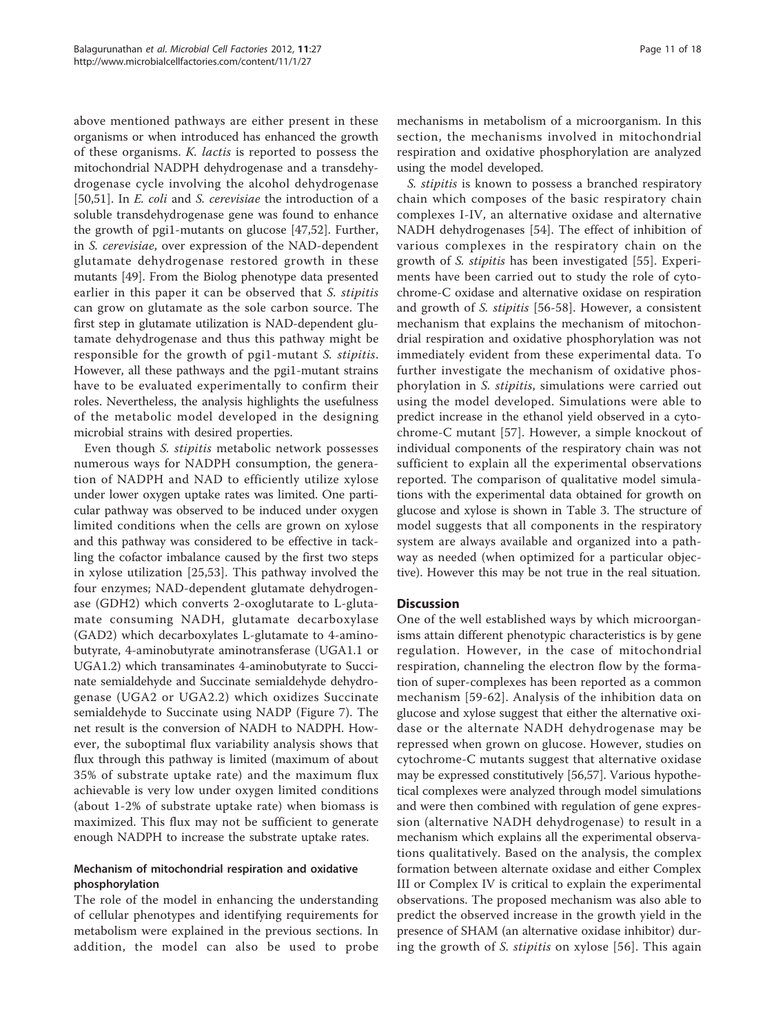above mentioned pathways are either present in these organisms or when introduced has enhanced the growth of these organisms. *K. lactis* is reported to possess the mitochondrial NADPH dehydrogenase and a transdehydrogenase cycle involving the alcohol dehydrogenase [50,51]. In *E. coli* and *S. cerevisiae* the introduction of a soluble transdehydrogenase gene was found to enhance the growth of pgi1-mutants on glucose [47,52]. Further, in *S. cerevisiae*, over expression of the NAD-dependent glutamate dehydrogenase restored growth in these mutants [49]. From the Biolog phenotype data presented earlier in this paper it can be observed that *S. stipitis* can grow on glutamate as the sole carbon source. The first step in glutamate utilization is NAD-dependent glutamate dehydrogenase and thus this pathway might be responsible for the growth of pgi1-mutant *S. stipitis*. However, all these pathways and the pgi1-mutant strains have to be evaluated experimentally to confirm their roles. Nevertheless, the analysis highlights the usefulness of the metabolic model developed in the designing microbial strains with desired properties.

Even though *S. stipitis* metabolic network possesses numerous ways for NADPH consumption, the generation of NADPH and NAD to efficiently utilize xylose under lower oxygen uptake rates was limited. One particular pathway was observed to be induced under oxygen limited conditions when the cells are grown on xylose and this pathway was considered to be effective in tackling the cofactor imbalance caused by the first two steps in xylose utilization [25,53]. This pathway involved the four enzymes; NAD-dependent glutamate dehydrogenase (GDH2) which converts 2-oxoglutarate to L-glutamate consuming NADH, glutamate decarboxylase (GAD2) which decarboxylates L-glutamate to 4-aminobutyrate, 4-aminobutyrate aminotransferase (UGA1.1 or UGA1.2) which transaminates 4-aminobutyrate to Succinate semialdehyde and Succinate semialdehyde dehydrogenase (UGA2 or UGA2.2) which oxidizes Succinate semialdehyde to Succinate using NADP (Figure 7). The net result is the conversion of NADH to NADPH. However, the suboptimal flux variability analysis shows that flux through this pathway is limited (maximum of about 35% of substrate uptake rate) and the maximum flux achievable is very low under oxygen limited conditions (about 1-2% of substrate uptake rate) when biomass is maximized. This flux may not be sufficient to generate enough NADPH to increase the substrate uptake rates.

### Mechanism of mitochondrial respiration and oxidative phosphorylation

The role of the model in enhancing the understanding of cellular phenotypes and identifying requirements for metabolism were explained in the previous sections. In addition, the model can also be used to probe mechanisms in metabolism of a microorganism. In this section, the mechanisms involved in mitochondrial respiration and oxidative phosphorylation are analyzed using the model developed.

*S. stipitis* is known to possess a branched respiratory chain which composes of the basic respiratory chain complexes I-IV, an alternative oxidase and alternative NADH dehydrogenases [54]. The effect of inhibition of various complexes in the respiratory chain on the growth of *S. stipitis* has been investigated [55]. Experiments have been carried out to study the role of cytochrome-C oxidase and alternative oxidase on respiration and growth of *S. stipitis* [56-58]. However, a consistent mechanism that explains the mechanism of mitochondrial respiration and oxidative phosphorylation was not immediately evident from these experimental data. To further investigate the mechanism of oxidative phosphorylation in *S. stipitis*, simulations were carried out using the model developed. Simulations were able to predict increase in the ethanol yield observed in a cytochrome-C mutant [57]. However, a simple knockout of individual components of the respiratory chain was not sufficient to explain all the experimental observations reported. The comparison of qualitative model simulations with the experimental data obtained for growth on glucose and xylose is shown in Table 3. The structure of model suggests that all components in the respiratory system are always available and organized into a pathway as needed (when optimized for a particular objective). However this may be not true in the real situation.

## Discussion

One of the well established ways by which microorganisms attain different phenotypic characteristics is by gene regulation. However, in the case of mitochondrial respiration, channeling the electron flow by the formation of super-complexes has been reported as a common mechanism [59-62]. Analysis of the inhibition data on glucose and xylose suggest that either the alternative oxidase or the alternate NADH dehydrogenase may be repressed when grown on glucose. However, studies on cytochrome-C mutants suggest that alternative oxidase may be expressed constitutively [56,57]. Various hypothetical complexes were analyzed through model simulations and were then combined with regulation of gene expression (alternative NADH dehydrogenase) to result in a mechanism which explains all the experimental observations qualitatively. Based on the analysis, the complex formation between alternate oxidase and either Complex III or Complex IV is critical to explain the experimental observations. The proposed mechanism was also able to predict the observed increase in the growth yield in the presence of SHAM (an alternative oxidase inhibitor) during the growth of *S. stipitis* on xylose [56]. This again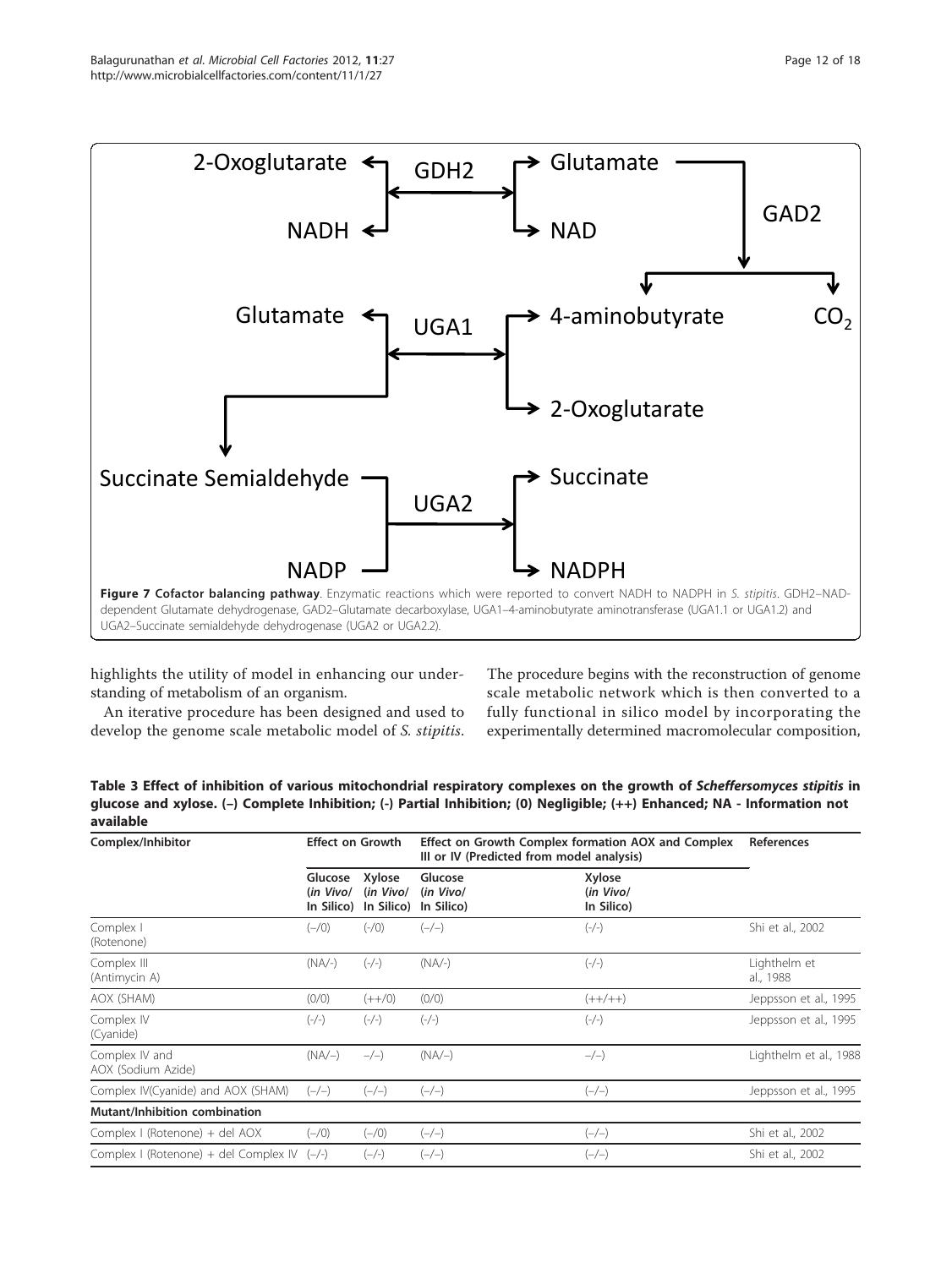**Figure 7 Cofactor balancing pathway**. Enzymatic reactions which were reported to convert NADH to NADPH in *S. stipitis*. GDH2–NAD-dependent Glutamate dehydrogenase, GAD2–Glutamate decarboxylase, UGA1–4-aminobutyrate aminotransferase (UGA1.1 or UGA1.2) and UGA2–Succinate semialdehyde dehydrogenase (UGA2 or UGA2.2).

highlights the utility of model in enhancing our understanding of metabolism of an organism.

An iterative procedure has been designed and used to develop the genome scale metabolic model of *S. stipitis*. The procedure begins with the reconstruction of genome scale metabolic network which is then converted to a fully functional in silico model by incorporating the experimentally determined macromolecular composition,

**Table 3 Effect of inhibition of various mitochondrial respiratory complexes on the growth of *Scheffersomyces stipitis* in glucose and xylose. (–) Complete Inhibition; (-) Partial Inhibition; (0) Negligible; (++) Enhanced; NA - Information not available**

| Complex/Inhibitor | Effect on Growth | | Effect on Growth Complex formation AOX and Complex III or IV (Predicted from model analysis) | | References |
|---|---|---|---|---|---|
| | Glucose (*in Vivo*/ In Silico) | Xylose (*in Vivo*/ In Silico) | Glucose (*in Vivo*/ In Silico) | Xylose (*in Vivo*/ In Silico) | |
| Complex I (Rotenone) | (–/0) | (-/0) | (–/–) | (-/-) | Shi et al., 2002 |
| Complex III (Antimycin A) | (NA/-) | (-/-) | (NA/-) | (-/-) | Lighthelm et al., 1988 |
| AOX (SHAM) | (0/0) | (++/0) | (0/0) | (++/++) | Jeppsson et al., 1995 |
| Complex IV (Cyanide) | (-/-) | (-/-) | (-/-) | (-/-) | Jeppsson et al., 1995 |
| Complex IV and AOX (Sodium Azide) | (NA/–) | –/–) | (NA/–) | –/–) | Lighthelm et al., 1988 |
| Complex IV(Cyanide) and AOX (SHAM) | (–/–) | (–/–) | (–/–) | (–/–) | Jeppsson et al., 1995 |
| **Mutant/Inhibition combination** | | | | | |
| Complex I (Rotenone) + del AOX | (–/0) | (–/0) | (–/–) | (–/–) | Shi et al., 2002 |
| Complex I (Rotenone) + del Complex IV | (–/-) | (–/-) | (–/–) | (–/–) | Shi et al., 2002 |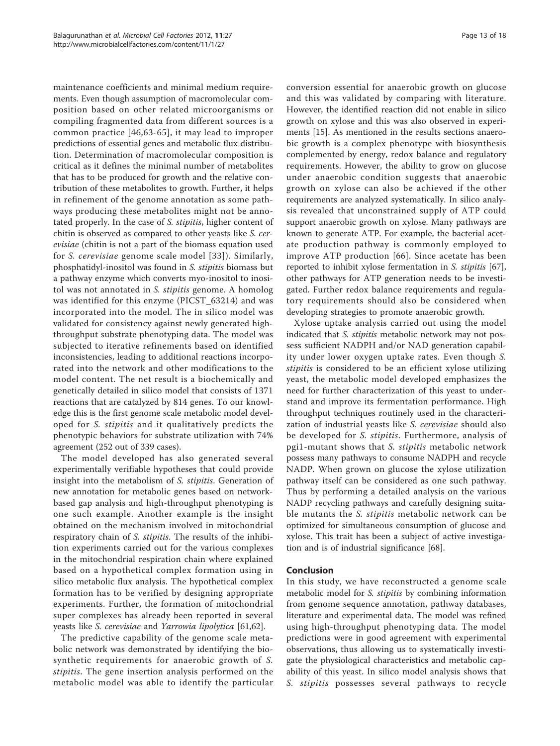maintenance coefficients and minimal medium requirements. Even though assumption of macromolecular composition based on other related microorganisms or compiling fragmented data from different sources is a common practice [46,63-65], it may lead to improper predictions of essential genes and metabolic flux distribution. Determination of macromolecular composition is critical as it defines the minimal number of metabolites that has to be produced for growth and the relative contribution of these metabolites to growth. Further, it helps in refinement of the genome annotation as some pathways producing these metabolites might not be annotated properly. In the case of *S. stipitis*, higher content of chitin is observed as compared to other yeasts like *S. cerevisiae* (chitin is not a part of the biomass equation used for *S. cerevisiae* genome scale model [33]). Similarly, phosphatidyl-inositol was found in *S. stipitis* biomass but a pathway enzyme which converts myo-inositol to inositol was not annotated in *S. stipitis* genome. A homolog was identified for this enzyme (PICST_63214) and was incorporated into the model. The in silico model was validated for consistency against newly generated high-throughput substrate phenotyping data. The model was subjected to iterative refinements based on identified inconsistencies, leading to additional reactions incorporated into the network and other modifications to the model content. The net result is a biochemically and genetically detailed in silico model that consists of 1371 reactions that are catalyzed by 814 genes. To our knowledge this is the first genome scale metabolic model developed for *S. stipitis* and it qualitatively predicts the phenotypic behaviors for substrate utilization with 74% agreement (252 out of 339 cases).

The model developed has also generated several experimentally verifiable hypotheses that could provide insight into the metabolism of *S. stipitis*. Generation of new annotation for metabolic genes based on network-based gap analysis and high-throughput phenotyping is one such example. Another example is the insight obtained on the mechanism involved in mitochondrial respiratory chain of *S. stipitis*. The results of the inhibition experiments carried out for the various complexes in the mitochondrial respiration chain where explained based on a hypothetical complex formation using in silico metabolic flux analysis. The hypothetical complex formation has to be verified by designing appropriate experiments. Further, the formation of mitochondrial super complexes has already been reported in several yeasts like *S. cerevisiae* and *Yarrowia lipolytica* [61,62].

The predictive capability of the genome scale metabolic network was demonstrated by identifying the biosynthetic requirements for anaerobic growth of *S. stipitis*. The gene insertion analysis performed on the metabolic model was able to identify the particular conversion essential for anaerobic growth on glucose and this was validated by comparing with literature. However, the identified reaction did not enable in silico growth on xylose and this was also observed in experiments [15]. As mentioned in the results sections anaerobic growth is a complex phenotype with biosynthesis complemented by energy, redox balance and regulatory requirements. However, the ability to grow on glucose under anaerobic condition suggests that anaerobic growth on xylose can also be achieved if the other requirements are analyzed systematically. In silico analysis revealed that unconstrained supply of ATP could support anaerobic growth on xylose. Many pathways are known to generate ATP. For example, the bacterial acetate production pathway is commonly employed to improve ATP production [66]. Since acetate has been reported to inhibit xylose fermentation in *S. stipitis* [67], other pathways for ATP generation needs to be investigated. Further redox balance requirements and regulatory requirements should also be considered when developing strategies to promote anaerobic growth.

Xylose uptake analysis carried out using the model indicated that *S. stipitis* metabolic network may not possess sufficient NADPH and/or NAD generation capability under lower oxygen uptake rates. Even though *S. stipitis* is considered to be an efficient xylose utilizing yeast, the metabolic model developed emphasizes the need for further characterization of this yeast to understand and improve its fermentation performance. High throughput techniques routinely used in the characterization of industrial yeasts like *S. cerevisiae* should also be developed for *S. stipitis*. Furthermore, analysis of pgi1-mutant shows that *S. stipitis* metabolic network possess many pathways to consume NADPH and recycle NADP. When grown on glucose the xylose utilization pathway itself can be considered as one such pathway. Thus by performing a detailed analysis on the various NADP recycling pathways and carefully designing suitable mutants the *S. stipitis* metabolic network can be optimized for simultaneous consumption of glucose and xylose. This trait has been a subject of active investigation and is of industrial significance [68].

## Conclusion

In this study, we have reconstructed a genome scale metabolic model for *S. stipitis* by combining information from genome sequence annotation, pathway databases, literature and experimental data. The model was refined using high-throughput phenotyping data. The model predictions were in good agreement with experimental observations, thus allowing us to systematically investigate the physiological characteristics and metabolic capability of this yeast. In silico model analysis shows that *S. stipitis* possesses several pathways to recycle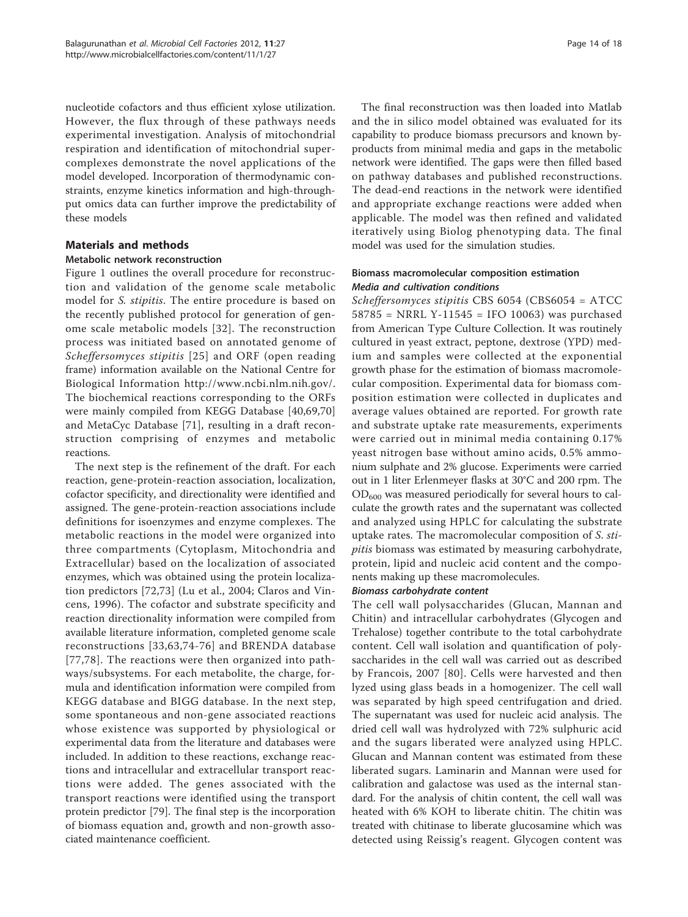nucleotide cofactors and thus efficient xylose utilization. However, the flux through of these pathways needs experimental investigation. Analysis of mitochondrial respiration and identification of mitochondrial supercomplexes demonstrate the novel applications of the model developed. Incorporation of thermodynamic constraints, enzyme kinetics information and high-throughput omics data can further improve the predictability of these models

## Materials and methods

### Metabolic network reconstruction

Figure 1 outlines the overall procedure for reconstruction and validation of the genome scale metabolic model for *S. stipitis*. The entire procedure is based on the recently published protocol for generation of genome scale metabolic models [32]. The reconstruction process was initiated based on annotated genome of *Scheffersomyces stipitis* [25] and ORF (open reading frame) information available on the National Centre for Biological Information http://www.ncbi.nlm.nih.gov/. The biochemical reactions corresponding to the ORFs were mainly compiled from KEGG Database [40,69,70] and MetaCyc Database [71], resulting in a draft reconstruction comprising of enzymes and metabolic reactions.

The next step is the refinement of the draft. For each reaction, gene-protein-reaction association, localization, cofactor specificity, and directionality were identified and assigned. The gene-protein-reaction associations include definitions for isoenzymes and enzyme complexes. The metabolic reactions in the model were organized into three compartments (Cytoplasm, Mitochondria and Extracellular) based on the localization of associated enzymes, which was obtained using the protein localization predictors [72,73] (Lu et al., 2004; Claros and Vincens, 1996). The cofactor and substrate specificity and reaction directionality information were compiled from available literature information, completed genome scale reconstructions [33,63,74-76] and BRENDA database [77,78]. The reactions were then organized into pathways/subsystems. For each metabolite, the charge, formula and identification information were compiled from KEGG database and BIGG database. In the next step, some spontaneous and non-gene associated reactions whose existence was supported by physiological or experimental data from the literature and databases were included. In addition to these reactions, exchange reactions and intracellular and extracellular transport reactions were added. The genes associated with the transport reactions were identified using the transport protein predictor [79]. The final step is the incorporation of biomass equation and, growth and non-growth associated maintenance coefficient.

The final reconstruction was then loaded into Matlab and the in silico model obtained was evaluated for its capability to produce biomass precursors and known by-products from minimal media and gaps in the metabolic network were identified. The gaps were then filled based on pathway databases and published reconstructions. The dead-end reactions in the network were identified and appropriate exchange reactions were added when applicable. The model was then refined and validated iteratively using Biolog phenotyping data. The final model was used for the simulation studies.

### Biomass macromolecular composition estimation

#### *Media and cultivation conditions*

*Scheffersomyces stipitis* CBS 6054 (CBS6054 = ATCC 58785 = NRRL Y-11545 = IFO 10063) was purchased from American Type Culture Collection. It was routinely cultured in yeast extract, peptone, dextrose (YPD) medium and samples were collected at the exponential growth phase for the estimation of biomass macromolecular composition. Experimental data for biomass composition estimation were collected in duplicates and average values obtained are reported. For growth rate and substrate uptake rate measurements, experiments were carried out in minimal media containing 0.17% yeast nitrogen base without amino acids, 0.5% ammonium sulphate and 2% glucose. Experiments were carried out in 1 liter Erlenmeyer flasks at 30°C and 200 rpm. The $OD_{600}$ was measured periodically for several hours to calculate the growth rates and the supernatant was collected and analyzed using HPLC for calculating the substrate uptake rates. The macromolecular composition of *S. stipitis* biomass was estimated by measuring carbohydrate, protein, lipid and nucleic acid content and the components making up these macromolecules.

#### *Biomass carbohydrate content*

The cell wall polysaccharides (Glucan, Mannan and Chitin) and intracellular carbohydrates (Glycogen and Trehalose) together contribute to the total carbohydrate content. Cell wall isolation and quantification of polysaccharides in the cell wall was carried out as described by Francois, 2007 [80]. Cells were harvested and then lyzed using glass beads in a homogenizer. The cell wall was separated by high speed centrifugation and dried. The supernatant was used for nucleic acid analysis. The dried cell wall was hydrolyzed with 72% sulphuric acid and the sugars liberated were analyzed using HPLC. Glucan and Mannan content was estimated from these liberated sugars. Laminarin and Mannan were used for calibration and galactose was used as the internal standard. For the analysis of chitin content, the cell wall was heated with 6% KOH to liberate chitin. The chitin was treated with chitinase to liberate glucosamine which was detected using Reissig's reagent. Glycogen content was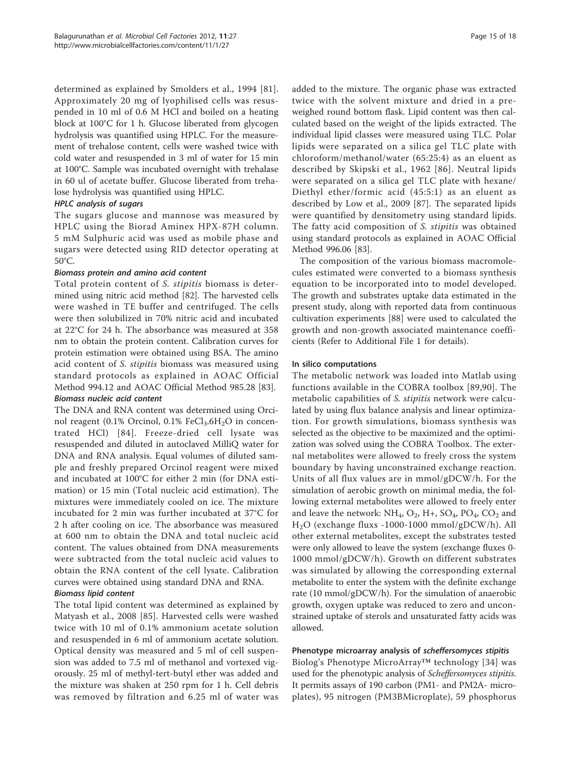determined as explained by Smolders et al., 1994 [81]. Approximately 20 mg of lyophilised cells was resuspended in 10 ml of 0.6 M HCl and boiled on a heating block at 100°C for 1 h. Glucose liberated from glycogen hydrolysis was quantified using HPLC. For the measurement of trehalose content, cells were washed twice with cold water and resuspended in 3 ml of water for 15 min at 100°C. Sample was incubated overnight with trehalase in 60 ul of acetate buffer. Glucose liberated from trehalose hydrolysis was quantified using HPLC.

#### HPLC analysis of sugars

The sugars glucose and mannose was measured by HPLC using the Biorad Aminex HPX-87H column. 5 mM Sulphuric acid was used as mobile phase and sugars were detected using RID detector operating at 50°C.

#### Biomass protein and amino acid content

Total protein content of *S. stipitis* biomass is determined using nitric acid method [82]. The harvested cells were washed in TE buffer and centrifuged. The cells were then solubilized in 70% nitric acid and incubated at 22°C for 24 h. The absorbance was measured at 358 nm to obtain the protein content. Calibration curves for protein estimation were obtained using BSA. The amino acid content of *S. stipitis* biomass was measured using standard protocols as explained in AOAC Official Method 994.12 and AOAC Official Method 985.28 [83].

#### Biomass nucleic acid content

The DNA and RNA content was determined using Orcinol reagent (0.1% Orcinol, 0.1% $FeCl_3.6H_2O$ in concentrated HCl) [84]. Freeze-dried cell lysate was resuspended and diluted in autoclaved MilliQ water for DNA and RNA analysis. Equal volumes of diluted sample and freshly prepared Orcinol reagent were mixed and incubated at 100°C for either 2 min (for DNA estimation) or 15 min (Total nucleic acid estimation). The mixtures were immediately cooled on ice. The mixture incubated for 2 min was further incubated at 37°C for 2 h after cooling on ice. The absorbance was measured at 600 nm to obtain the DNA and total nucleic acid content. The values obtained from DNA measurements were subtracted from the total nucleic acid values to obtain the RNA content of the cell lysate. Calibration curves were obtained using standard DNA and RNA.

#### Biomass lipid content

The total lipid content was determined as explained by Matyash et al., 2008 [85]. Harvested cells were washed twice with 10 ml of 0.1% ammonium acetate solution and resuspended in 6 ml of ammonium acetate solution. Optical density was measured and 5 ml of cell suspension was added to 7.5 ml of methanol and vortexed vigorously. 25 ml of methyl-tert-butyl ether was added and the mixture was shaken at 250 rpm for 1 h. Cell debris was removed by filtration and 6.25 ml of water was added to the mixture. The organic phase was extracted twice with the solvent mixture and dried in a preweighed round bottom flask. Lipid content was then calculated based on the weight of the lipids extracted. The individual lipid classes were measured using TLC. Polar lipids were separated on a silica gel TLC plate with chloroform/methanol/water (65:25:4) as an eluent as described by Skipski et al., 1962 [86]. Neutral lipids were separated on a silica gel TLC plate with hexane/Diethyl ether/formic acid (45:5:1) as an eluent as described by Low et al., 2009 [87]. The separated lipids were quantified by densitometry using standard lipids. The fatty acid composition of *S. stipitis* was obtained using standard protocols as explained in AOAC Official Method 996.06 [83].

The composition of the various biomass macromolecules estimated were converted to a biomass synthesis equation to be incorporated into to model developed. The growth and substrates uptake data estimated in the present study, along with reported data from continuous cultivation experiments [88] were used to calculated the growth and non-growth associated maintenance coefficients (Refer to Additional File 1 for details).

### In silico computations

The metabolic network was loaded into Matlab using functions available in the COBRA toolbox [89,90]. The metabolic capabilities of *S. stipitis* network were calculated by using flux balance analysis and linear optimization. For growth simulations, biomass synthesis was selected as the objective to be maximized and the optimization was solved using the COBRA Toolbox. The external metabolites were allowed to freely cross the system boundary by having unconstrained exchange reaction. Units of all flux values are in mmol/gDCW/h. For the simulation of aerobic growth on minimal media, the following external metabolites were allowed to freely enter and leave the network: $NH_4$, $O_2$, H+, $SO_4$, $PO_4$, $CO_2$ and $H_2O$ (exchange fluxs -1000-1000 mmol/gDCW/h). All other external metabolites, except the substrates tested were only allowed to leave the system (exchange fluxes 0-1000 mmol/gDCW/h). Growth on different substrates was simulated by allowing the corresponding external metabolite to enter the system with the definite exchange rate (10 mmol/gDCW/h). For the simulation of anaerobic growth, oxygen uptake was reduced to zero and unconstrained uptake of sterols and unsaturated fatty acids was allowed.

### Phenotype microarray analysis of *scheffersomyces stipitis*

Biolog's Phenotype MicroArray™ technology [34] was used for the phenotypic analysis of *Scheffersomyces stipitis*. It permits assays of 190 carbon (PM1- and PM2A- microplates), 95 nitrogen (PM3BMicroplate), 59 phosphorus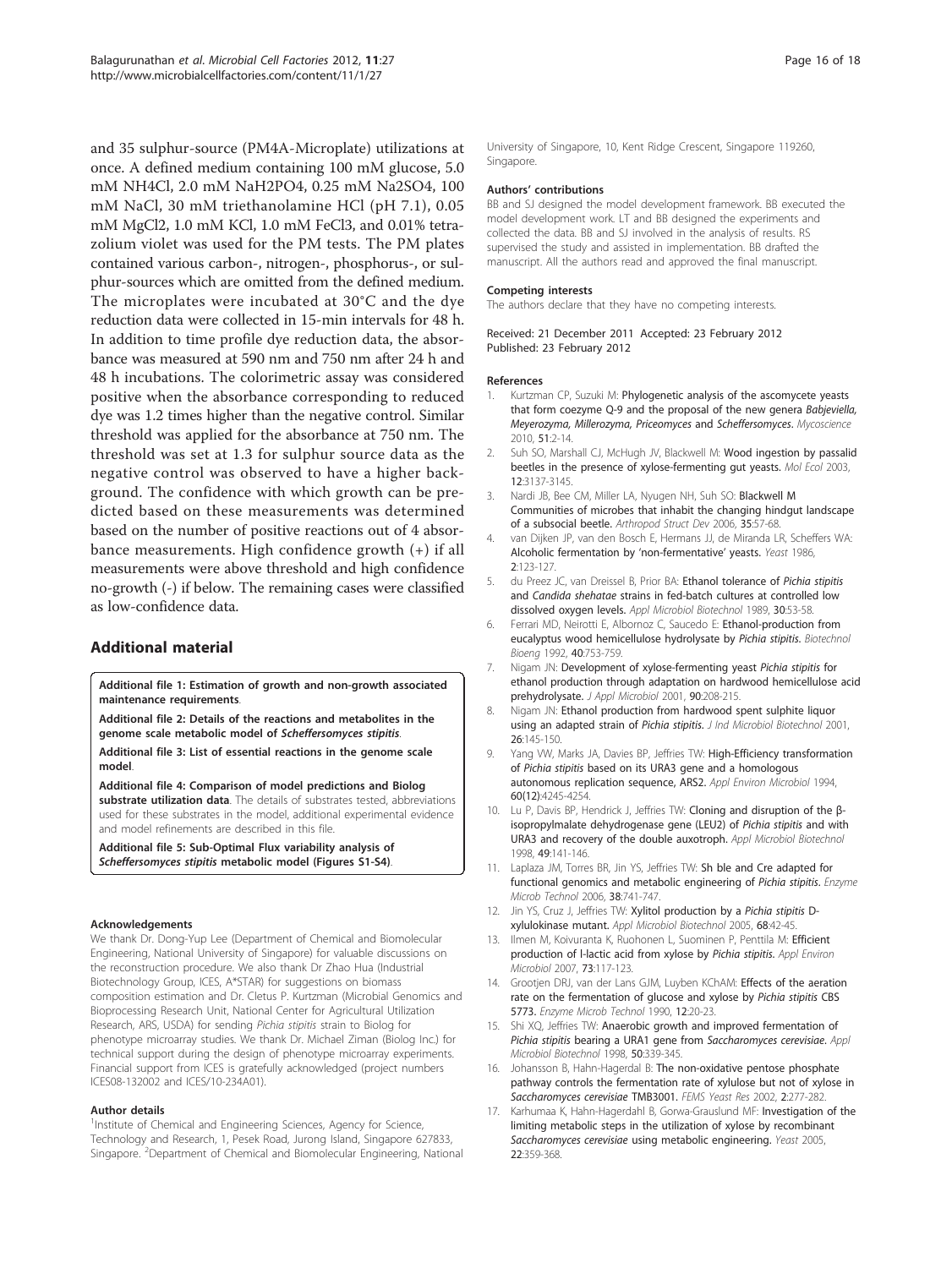and 35 sulphur-source (PM4A-Microplate) utilizations at once. A defined medium containing 100 mM glucose, 5.0 mM $NH_4Cl$, 2.0 mM $NaH_2PO_4$, 0.25 mM $Na_2SO_4$, 100 mM NaCl, 30 mM triethanolamine HCl (pH 7.1), 0.05 mM $MgCl_2$, 1.0 mM KCl, 1.0 mM $FeCl_3$, and 0.01% tetrazolium violet was used for the PM tests. The PM plates contained various carbon-, nitrogen-, phosphorus-, or sulphur-sources which are omitted from the defined medium. The microplates were incubated at 30°C and the dye reduction data were collected in 15-min intervals for 48 h. In addition to time profile dye reduction data, the absorbance was measured at 590 nm and 750 nm after 24 h and 48 h incubations. The colorimetric assay was considered positive when the absorbance corresponding to reduced dye was 1.2 times higher than the negative control. Similar threshold was applied for the absorbance at 750 nm. The threshold was set at 1.3 for sulphur source data as the negative control was observed to have a higher background. The confidence with which growth can be predicted based on these measurements was determined based on the number of positive reactions out of 4 absorbance measurements. High confidence growth (+) if all measurements were above threshold and high confidence no-growth (-) if below. The remaining cases were classified as low-confidence data.

## Additional material

**Additional file 1: Estimation of growth and non-growth associated maintenance requirements**.

**Additional file 2: Details of the reactions and metabolites in the genome scale metabolic model of *Scheffersomyces stipitis***.

**Additional file 3: List of essential reactions in the genome scale model**.

**Additional file 4: Comparison of model predictions and Biolog substrate utilization data**. The details of substrates tested, abbreviations used for these substrates in the model, additional experimental evidence and model refinements are described in this file.

**Additional file 5: Sub-Optimal Flux variability analysis of *Scheffersomyces stipitis* metabolic model (Figures S1-S4)**.

#### Acknowledgements

We thank Dr. Dong-Yup Lee (Department of Chemical and Biomolecular Engineering, National University of Singapore) for valuable discussions on the reconstruction procedure. We also thank Dr Zhao Hua (Industrial Biotechnology Group, ICES, A*STAR) for suggestions on biomass composition estimation and Dr. Cletus P. Kurtzman (Microbial Genomics and Bioprocessing Research Unit, National Center for Agricultural Utilization Research, ARS, USDA) for sending *Pichia stipitis* strain to Biolog for phenotype microarray studies. We thank Dr. Michael Ziman (Biolog Inc.) for technical support during the design of phenotype microarray experiments. Financial support from ICES is gratefully acknowledged (project numbers ICES08-132002 and ICES/10-234A01).

#### Author details

[1]Institute of Chemical and Engineering Sciences, Agency for Science, Technology and Research, 1, Pesek Road, Jurong Island, Singapore 627833, Singapore. [2]Department of Chemical and Biomolecular Engineering, National University of Singapore, 10, Kent Ridge Crescent, Singapore 119260, Singapore.

#### Authors' contributions

BB and SJ designed the model development framework. BB executed the model development work. LT and BB designed the experiments and collected the data. BB and SJ involved in the analysis of results. RS supervised the study and assisted in implementation. BB drafted the manuscript. All the authors read and approved the final manuscript.

#### Competing interests

The authors declare that they have no competing interests.

Received: 21 December 2011 Accepted: 23 February 2012
Published: 23 February 2012

#### References

1. Kurtzman CP, Suzuki M: **Phylogenetic analysis of the ascomycete yeasts that form coezyme Q-9 and the proposal of the new genera *Babjeviella, Meyerozyma, Millerozyma, Priceomyces* and *Scheffersomyces*.** *Mycoscience* 2010, **51**:2-14.
2. Suh SO, Marshall CJ, McHugh JV, Blackwell M: **Wood ingestion by passalid beetles in the presence of xylose-fermenting gut yeasts.** *Mol Ecol* 2003, **12**:3137-3145.
3. Nardi JB, Bee CM, Miller LA, Nyugen NH, Suh SO: **Blackwell M Communities of microbes that inhabit the changing hindgut landscape of a subsocial beetle.** *Arthropod Struct Dev* 2006, **35**:57-68.
4. van Dijken JP, van den Bosch E, Hermans JJ, de Miranda LR, Scheffers WA: **Alcoholic fermentation by 'non-fermentative' yeasts.** *Yeast* 1986, **2**:123-127.
5. du Preez JC, van Dreissel B, Prior BA: **Ethanol tolerance of *Pichia stipitis* and *Candida shehatae* strains in fed-batch cultures at controlled low dissolved oxygen levels.** *Appl Microbiol Biotechnol* 1989, **30**:53-58.
6. Ferrari MD, Neirotti E, Albornoz C, Saucedo E: **Ethanol-production from eucalyptus wood hemicellulose hydrolysate by *Pichia stipitis*.** *Biotechnol Bioeng* 1992, **40**:753-759.
7. Nigam JN: **Development of xylose-fermenting yeast *Pichia stipitis* for ethanol production through adaptation on hardwood hemicellulose acid prehydrolysate.** *J Appl Microbiol* 2001, **90**:208-215.
8. Nigam JN: **Ethanol production from hardwood spent sulphite liquor using an adapted strain of *Pichia stipitis*.** *J Ind Microbiol Biotechnol* 2001, **26**:145-150.
9. Yang VW, Marks JA, Davies BP, Jeffries TW: **High-Efficiency transformation of *Pichia stipitis* based on its URA3 gene and a homologous autonomous replication sequence, ARS2.** *Appl Environ Microbiol* 1994, **60(12)**:4245-4254.
10. Lu P, Davis BP, Hendrick J, Jeffries TW: **Cloning and disruption of the β-isopropylmalate dehydrogenase gene (LEU2) of *Pichia stipitis* and with URA3 and recovery of the double auxotroph.** *Appl Microbiol Biotechnol* 1998, **49**:141-146.
11. Laplaza JM, Torres BR, Jin YS, Jeffries TW: **Sh ble and Cre adapted for functional genomics and metabolic engineering of *Pichia stipitis*.** *Enzyme Microb Technol* 2006, **38**:741-747.
12. Jin YS, Cruz J, Jeffries TW: **Xylitol production by a *Pichia stipitis* D-xylulokinase mutant.** *Appl Microbiol Biotechnol* 2005, **68**:42-45.
13. Ilmen M, Koivuranta K, Ruohonen L, Suominen P, Penttila M: **Efficient production of l-lactic acid from xylose by *Pichia stipitis*.** *Appl Environ Microbiol* 2007, **73**:117-123.
14. Grootjen DRJ, van der Lans GJM, Luyben KChAM: **Effects of the aeration rate on the fermentation of glucose and xylose by *Pichia stipitis* CBS 5773.** *Enzyme Microb Technol* 1990, **12**:20-23.
15. Shi XQ, Jeffries TW: **Anaerobic growth and improved fermentation of *Pichia stipitis* bearing a URA1 gene from *Saccharomyces cerevisiae*.** *Appl Microbiol Biotechnol* 1998, **50**:339-345.
16. Johansson B, Hahn-Hagerdal B: **The non-oxidative pentose phosphate pathway controls the fermentation rate of xylulose but not of xylose in *Saccharomyces cerevisiae* TMB3001.** *FEMS Yeast Res* 2002, **2**:277-282.
17. Karhumaa K, Hahn-Hagerdahl B, Gorwa-Grauslund MF: **Investigation of the limiting metabolic steps in the utilization of xylose by recombinant *Saccharomyces cerevisiae* using metabolic engineering.** *Yeast* 2005, **22**:359-368.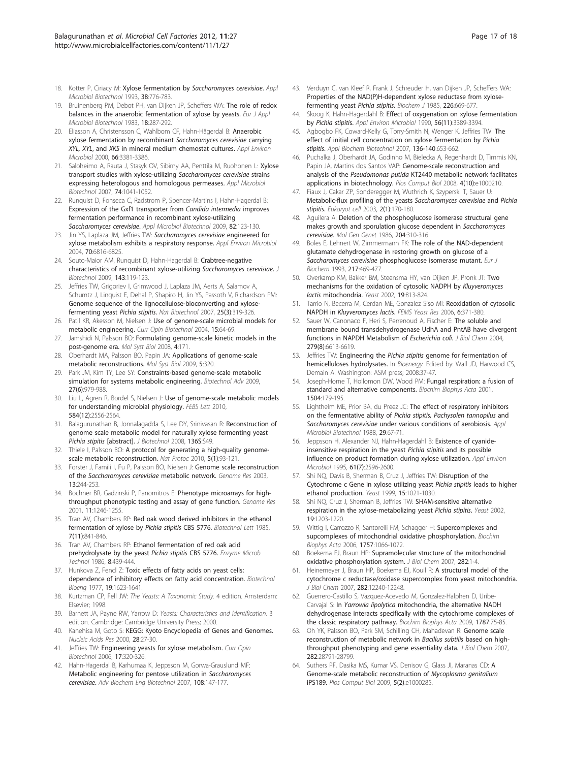18. Kotter P, Ciriacy M: **Xylose fermentation by *Saccharomyces cerevisiae*.** *Appl Microbiol Biotechnol* 1993, **38**:776-783.
19. Bruinenberg PM, Debot PH, van Dijken JP, Scheffers WA: **The role of redox balances in the anaerobic fermentation of xylose by yeasts.** *Eur J Appl Microbiol Biotechnol* 1983, **18**:287-292.
20. Eliasson A, Christensson C, Wahlbom CF, Hahn-Hägerdal B: **Anaerobic xylose fermentation by recombinant *Saccharomyces cerevisiae* carrying *XYL*, *XYL*, and *XKS* in mineral medium chemostat cultures.** *Appl Environ Microbiol* 2000, **66**:3381-3386.
21. Saloheimo A, Rauta J, Stasyk OV, Sibirny AA, Penttila M, Ruohonen L: **Xylose transport studies with xylose-utilizing *Saccharomyces cerevisiae* strains expressing heterologous and homologous permeases.** *Appl Microbiol Biotechnol* 2007, **74**:1041-1052.
22. Runquist D, Fonseca C, Radstrom P, Spencer-Martins I, Hahn-Hagerdal B: **Expression of the Gxf1 transporter from *Candida intermedia* improves fermentation performance in recombinant xylose-utilizing *Saccharomyces cerevisiae*.** *Appl Microbiol Biotechnol* 2009, **82**:123-130.
23. Jin YS, Laplaza JM, Jeffries TW: ***Saccharomyces cerevisiae* engineered for xylose metabolism exhibits a respiratory response.** *Appl Environ Microbiol* 2004, **70**:6816-6825.
24. Souto-Maior AM, Runquist D, Hahn-Hagerdal B: **Crabtree-negative characteristics of recombinant xylose-utilizing *Saccharomyces cerevisiae*.** *J Biotechnol* 2009, **143**:119-123.
25. Jeffries TW, Grigoriev I, Grimwood J, Laplaza JM, Aerts A, Salamov A, Schumtz J, Linquist E, Dehal P, Shapiro H, Jin YS, Passoth V, Richardson PM: **Genome sequence of the lignocellulose-bioconverting and xylose-fermenting yeast *Pichia stipitis*.** *Nat Biotechnol* 2007, **25(3)**:319-326.
26. Patil KR, Akesson M, Nielsen J: **Use of genome-scale microbial models for metabolic engineering.** *Curr Opin Biotechnol* 2004, **15**:64-69.
27. Jamshidi N, Palsson BO: **Formulating genome-scale kinetic models in the post-genome era.** *Mol Syst Biol* 2008, **4**:171.
28. Oberhardt MA, Palsson BO, Papin JA: **Applications of genome-scale metabolic reconstructions.** *Mol Syst Biol* 2009, **5**:320.
29. Park JM, Kim TY, Lee SY: **Constraints-based genome-scale metabolic simulation for systems metabolic engineering.** *Biotechnol Adv* 2009, **27(6)**:979-988.
30. Liu L, Agren R, Bordel S, Nielsen J: **Use of genome-scale metabolic models for understanding microbial physiology.** *FEBS Lett* 2010, **584(12)**:2556-2564.
31. Balagurunathan B, Jonnalagadda S, Lee DY, Srinivasan R: **Reconstruction of genome scale metabolic model for naturally xylose fermenting yeast *Pichia stipitis* [abstract].** *J Biotechnol* 2008, **136S**:S49.
32. Thiele I, Palsson BO: **A protocol for generating a high-quality genome-scale metabolic reconstruction.** *Nat Protoc* 2010, **5(1)**:93-121.
33. Forster J, Famili I, Fu P, Palsson BO, Nielsen J: **Genome scale reconstruction of the *Saccharomyces cerevisiae* metabolic network.** *Genome Res* 2003, **13**:244-253.
34. Bochner BR, Gadzinski P, Panomitros E: **Phenotype microarrays for high-throughput phenotypic testing and assay of gene function.** *Genome Res* 2001, **11**:1246-1255.
35. Tran AV, Chambers RP: **Red oak wood derived inhibitors in the ethanol fermentation of xylose by *Pichia stipitis* CBS 5776.** *Biotechnol Lett* 1985, **7(11)**:841-846.
36. Tran AV, Chambers RP: **Ethanol fermentation of red oak acid prehydrolysate by the yeast *Pichia stipitis* CBS 5776.** *Enzyme Microb Technol* 1986, **8**:439-444.
37. Hunkova Z, Fencl Z: **Toxic effects of fatty acids on yeast cells: dependence of inhibitory effects on fatty acid concentration.** *Biotechnol Bioeng* 1977, **19**:1623-1641.
38. Kurtzman CP, Fell JW: *The Yeasts: A Taxonomic Study.* 4 edition. Amsterdam: Elsevier; 1998.
39. Barnett JA, Payne RW, Yarrow D: *Yeasts: Characteristics and Identification.* 3 edition. Cambridge: Cambridge University Press; 2000.
40. Kanehisa M, Goto S: **KEGG: Kyoto Encyclopedia of Genes and Genomes.** *Nucleic Acids Res* 2000, **28**:27-30.
41. Jeffries TW: **Engineering yeasts for xylose metabolism.** *Curr Opin Biotechnol* 2006, **17**:320-326.
42. Hahn-Hagerdal B, Karhumaa K, Jeppsson M, Gorwa-Grauslund MF: **Metabolic engineering for pentose utilization in *Saccharomyces cerevisiae*.** *Adv Biochem Eng Biotechnol* 2007, **108**:147-177.
43. Verduyn C, van Kleef R, Frank J, Schreuder H, van Dijken JP, Scheffers WA: **Properties of the NAD(P)H-dependent xylose reductase from xylose-fermenting yeast *Pichia stipitis*.** *Biochem J* 1985, **226**:669-677.
44. Skoog K, Hahn-Hagerdahl B: **Effect of oxygenation on xylose fermentation by *Pichia stipitis*.** *Appl Environ Microbiol* 1990, **56(11)**:3389-3394.
45. Agbogbo FK, Coward-Kelly G, Torry-Smith N, Wenger K, Jeffries TW: **The effect of initial cell concentration on xylose fermentation by *Pichia stipitis*.** *Appl Biochem Biotechnol* 2007, **136-140**:653-662.
46. Puchalka J, Oberhardt JA, Godinho M, Bielecka A, Regenhardt D, Timmis KN, Papin JA, Martins dos Santos VAP: **Genome-scale reconstruction and analysis of the *Pseudomonas putida* KT2440 metabolic network facilitates applications in biotechnology.** *Plos Comput Biol* 2008, **4(10)**:e1000210.
47. Fiaux J, Cakar ZP, Sonderegger M, Wuthrich K, Szyperski T, Sauer U: **Metabolic-flux profiling of the yeasts *Saccharomyces cerevisiae* and *Pichia stipitis*.** *Eukaryot cell* 2003, **2(1)**:170-180.
48. Aguilera A: **Deletion of the phosphoglucose isomerase structural gene makes growth and sporulation glucose dependent in *Saccharomyces cerevisiae*.** *Mol Gen Genet* 1986, **204**:310-316.
49. Boles E, Lehnert W, Zimmermann FK: **The role of the NAD-dependent glutamate dehydrogenase in restoring growth on glucose of a *Saccharomyces cerevisiae* phosphoglucose isomerase mutant.** *Eur J Biochem* 1993, **217**:469-477.
50. Overkamp KM, Bakker BM, Steensma HY, van Dijken JP, Pronk JT: **Two mechanisms for the oxidation of cytosolic NADPH by *Kluyveromyces lactis* mitochondria.** *Yeast* 2002, **19**:813-824.
51. Tarrio N, Becerra M, Cerdan ME, Gonzalez Siso MI: **Reoxidation of cytosolic NAPDH in *Kluyveromyces lactis*.** *FEMS Yeast Res* 2006, **6**:371-380.
52. Sauer W, Canonaco F, Heri S, Perrenoud A, Fischer E: **The soluble and membrane bound transdehydrogenase UdhA and PntAB have divergent functions in NAPDH Metabolism of *Escherichia coli*.** *J Biol Chem* 2004, **279(8)**:6613-6619.
53. Jeffries TW: **Engineering the *Pichia stipitis* genome for fermentation of hemicelluloses hydrolysates.** In *Bioenergy.* Edited by: Wall JD, Harwood CS, Demain A. Washington: ASM press; 2008:37-47.
54. Joseph-Horne T, Hollomon DW, Wood PM: **Fungal respiration: a fusion of standard and alternative components.** *Biochim Biophys Acta* 2001, **1504**:179-195.
55. Lighthelm ME, Prior BA, du Preez JC: **The effect of respiratory inhibitors on the fermentative ability of *Pichia stipitis, Pachysolen tannopilus* and *Saccharomyces cerevisiae* under various conditions of aerobiosis.** *Appl Microbiol Biotechnol* 1988, **29**:67-71.
56. Jeppsson H, Alexander NJ, Hahn-Hagerdahl B: **Existence of cyanide-insensitive respiration in the yeast *Pichia stipitis* and its possible influence on product formation during xylose utilization.** *Appl Environ Microbiol* 1995, **61(7)**:2596-2600.
57. Shi NQ, Davis B, Sherman B, Cruz J, Jeffries TW: **Disruption of the Cytochrome c Gene in xylose utilizing yeast *Pichia stipitis* leads to higher ethanol production.** *Yeast* 1999, **15**:1021-1030.
58. Shi NQ, Cruz J, Sherman B, Jeffries TW: **SHAM-sensitive alternative respiration in the xylose-metabolizing yeast *Pichia stipitis*.** *Yeast* 2002, **19**:1203-1220.
59. Wittig I, Carrozzo R, Santorelli FM, Schagger H: **Supercomplexes and supcomplexes of mitochondrial oxidative phosphorylation.** *Biochim Biophys Acta* 2006, **1757**:1066-1072.
60. Boekema EJ, Braun HP: **Supramolecular structure of the mitochondrial oxidative phosphorylation system.** *J Biol Chem* 2007, **282**:1-4.
61. Heinemeyer J, Braun HP, Boekema EJ, Kouil R: **A structural model of the cytochrome c reductase/oxidase supercomplex from yeast mitochondria.** *J Biol Chem* 2007, **282**:12240-12248.
62. Guerrero-Castillo S, Vazquez-Acevedo M, Gonzalez-Halphen D, Uribe-Carvajal S: **In *Yarrowia lipolytica* mitochondria, the alternative NADH dehydrogenase interacts specifically with the cytochrome complexes of the classic respiratory pathway.** *Biochim Biophys Acta* 2009, **1787**:75-85.
63. Oh YK, Palsson BO, Park SM, Schilling CH, Mahadevan R: **Genome scale reconstruction of metabolic network in *Bacillus subtilis* based on high-throughput phenotyping and gene essentiality data.** *J Biol Chem* 2007, **282**:28791-28799.
64. Suthers PF, Dasika MS, Kumar VS, Denisov G, Glass JI, Maranas CD: **A Genome-scale metabolic reconstruction of *Mycoplasma genitalium* iPS189.** *Plos Comput Biol* 2009, **5(2)**:e1000285.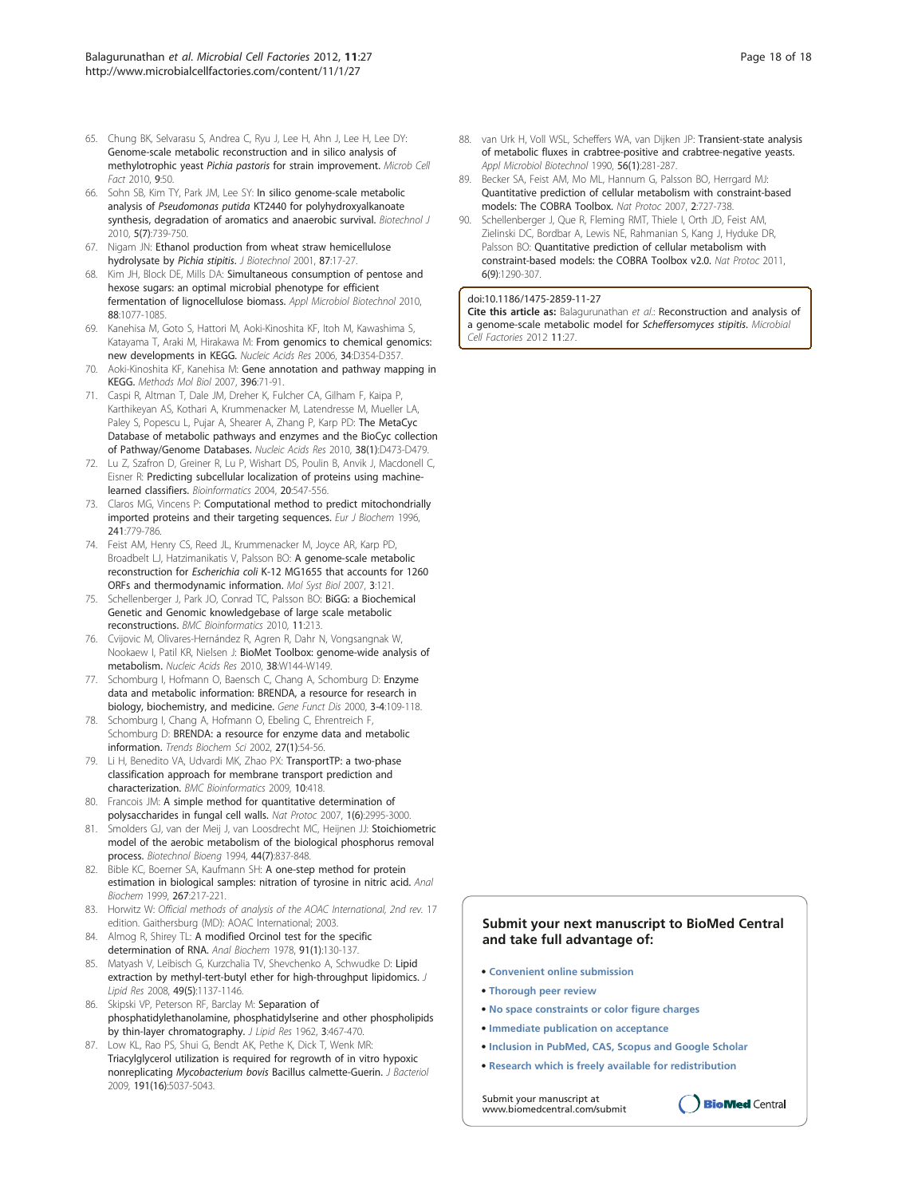65. Chung BK, Selvarasu S, Andrea C, Ryu J, Lee H, Ahn J, Lee H, Lee DY: **Genome-scale metabolic reconstruction and in silico analysis of methylotrophic yeast *Pichia pastoris* for strain improvement.** *Microb Cell Fact* 2010, **9**:50.
66. Sohn SB, Kim TY, Park JM, Lee SY: **In silico genome-scale metabolic analysis of *Pseudomonas putida* KT2440 for polyhydroxyalkanoate synthesis, degradation of aromatics and anaerobic survival.** *Biotechnol J* 2010, **5(7)**:739-750.
67. Nigam JN: **Ethanol production from wheat straw hemicellulose hydrolysate by *Pichia stipitis*.** *J Biotechnol* 2001, **87**:17-27.
68. Kim JH, Block DE, Mills DA: **Simultaneous consumption of pentose and hexose sugars: an optimal microbial phenotype for efficient fermentation of lignocellulose biomass.** *Appl Microbiol Biotechnol* 2010, **88**:1077-1085.
69. Kanehisa M, Goto S, Hattori M, Aoki-Kinoshita KF, Itoh M, Kawashima S, Katayama T, Araki M, Hirakawa M: **From genomics to chemical genomics: new developments in KEGG.** *Nucleic Acids Res* 2006, **34**:D354-D357.
70. Aoki-Kinoshita KF, Kanehisa M: **Gene annotation and pathway mapping in KEGG.** *Methods Mol Biol* 2007, **396**:71-91.
71. Caspi R, Altman T, Dale JM, Dreher K, Fulcher CA, Gilham F, Kaipa P, Karthikeyan AS, Kothari A, Krummenacker M, Latendresse M, Mueller LA, Paley S, Popescu L, Pujar A, Shearer A, Zhang P, Karp PD: **The MetaCyc Database of metabolic pathways and enzymes and the BioCyc collection of Pathway/Genome Databases.** *Nucleic Acids Res* 2010, **38(1)**:D473-D479.
72. Lu Z, Szafron D, Greiner R, Lu P, Wishart DS, Poulin B, Anvik J, Macdonell C, Eisner R: **Predicting subcellular localization of proteins using machine-learned classifiers.** *Bioinformatics* 2004, **20**:547-556.
73. Claros MG, Vincens P: **Computational method to predict mitochondrially imported proteins and their targeting sequences.** *Eur J Biochem* 1996, **241**:779-786.
74. Feist AM, Henry CS, Reed JL, Krummenacker M, Joyce AR, Karp PD, Broadbelt LJ, Hatzimanikatis V, Palsson BO: **A genome-scale metabolic reconstruction for *Escherichia coli* K-12 MG1655 that accounts for 1260 ORFs and thermodynamic information.** *Mol Syst Biol* 2007, **3**:121.
75. Schellenberger J, Park JO, Conrad TC, Palsson BO: **BiGG: a Biochemical Genetic and Genomic knowledgebase of large scale metabolic reconstructions.** *BMC Bioinformatics* 2010, **11**:213.
76. Cvijovic M, Olivares-Hernández R, Agren R, Dahr N, Vongsangnak W, Nookaew I, Patil KR, Nielsen J: **BioMet Toolbox: genome-wide analysis of metabolism.** *Nucleic Acids Res* 2010, **38**:W144-W149.
77. Schomburg I, Hofmann O, Baensch C, Chang A, Schomburg D: **Enzyme data and metabolic information: BRENDA, a resource for research in biology, biochemistry, and medicine.** *Gene Funct Dis* 2000, **3-4**:109-118.
78. Schomburg I, Chang A, Hofmann O, Ebeling C, Ehrentreich F, Schomburg D: **BRENDA: a resource for enzyme data and metabolic information.** *Trends Biochem Sci* 2002, **27(1)**:54-56.
79. Li H, Benedito VA, Udvardi MK, Zhao PX: **TransportTP: a two-phase classification approach for membrane transport prediction and characterization.** *BMC Bioinformatics* 2009, **10**:418.
80. Francois JM: **A simple method for quantitative determination of polysaccharides in fungal cell walls.** *Nat Protoc* 2007, **1(6)**:2995-3000.
81. Smolders GJ, van der Meij J, van Loosdrecht MC, Heijnen JJ: **Stoichiometric model of the aerobic metabolism of the biological phosphorus removal process.** *Biotechnol Bioeng* 1994, **44(7)**:837-848.
82. Bible KC, Boerner SA, Kaufmann SH: **A one-step method for protein estimation in biological samples: nitration of tyrosine in nitric acid.** *Anal Biochem* 1999, **267**:217-221.
83. Horwitz W: *Official methods of analysis of the AOAC International, 2nd rev.* 17 edition. Gaithersburg (MD): AOAC International; 2003.
84. Almog R, Shirey TL: **A modified Orcinol test for the specific determination of RNA.** *Anal Biochem* 1978, **91(1)**:130-137.
85. Matyash V, Leibisch G, Kurzchalia TV, Shevchenko A, Schwudke D: **Lipid extraction by methyl-tert-butyl ether for high-throughput lipidomics.** *J Lipid Res* 2008, **49(5)**:1137-1146.
86. Skipski VP, Peterson RF, Barclay M: **Separation of phosphatidylethanolamine, phosphatidylserine and other phospholipids by thin-layer chromatography.** *J Lipid Res* 1962, **3**:467-470.
87. Low KL, Rao PS, Shui G, Bendt AK, Pethe K, Dick T, Wenk MR: **Triacylglycerol utilization is required for regrowth of in vitro hypoxic nonreplicating *Mycobacterium bovis* Bacillus calmette-Guerin.** *J Bacteriol* 2009, **191(16)**:5037-5043.
88. van Urk H, Voll WSL, Scheffers WA, van Dijken JP: **Transient-state analysis of metabolic fluxes in crabtree-positive and crabtree-negative yeasts.** *Appl Microbiol Biotechnol* 1990, **56(1)**:281-287.
89. Becker SA, Feist AM, Mo ML, Hannum G, Palsson BO, Herrgard MJ: **Quantitative prediction of cellular metabolism with constraint-based models: The COBRA Toolbox.** *Nat Protoc* 2007, **2**:727-738.
90. Schellenberger J, Que R, Fleming RMT, Thiele I, Orth JD, Feist AM, Zielinski DC, Bordbar A, Lewis NE, Rahmanian S, Kang J, Hyduke DR, Palsson BO: **Quantitative prediction of cellular metabolism with constraint-based models: the COBRA Toolbox v2.0.** *Nat Protoc* 2011, **6(9)**:1290-307.

doi:10.1186/1475-2859-11-27

**Cite this article as:** Balagurunathan *et al.*: Reconstruction and analysis of a genome-scale metabolic model for *Scheffersomyces stipitis*. *Microbial Cell Factories* 2012 **11**:27.

**Submit your next manuscript to BioMed Central and take full advantage of:**

- **Convenient online submission**
- **Thorough peer review**
- **No space constraints or color figure charges**
- **Immediate publication on acceptance**
- **Inclusion in PubMed, CAS, Scopus and Google Scholar**
- **Research which is freely available for redistribution**

Submit your manuscript at
www.biomedcentral.com/submit

BioMed Central